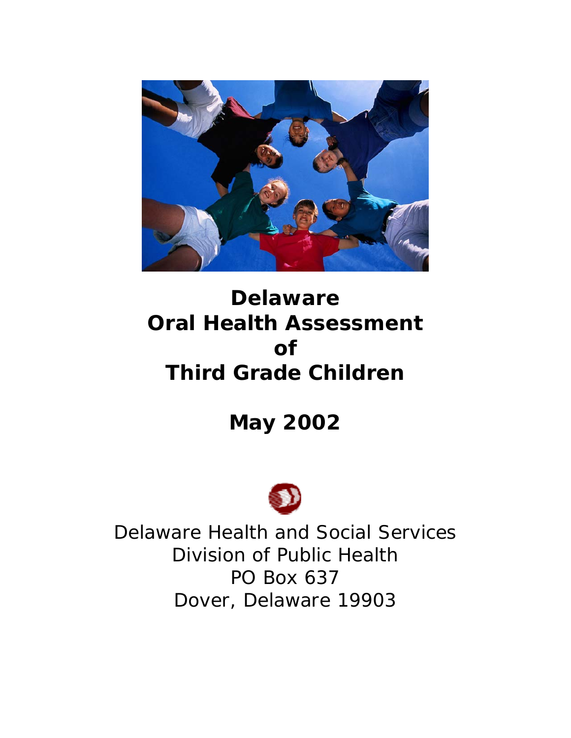# Delaware Oral Health Assessment of Third Grade Children

## May 2002

Delaware Health and Social Services
Division of Public Health
PO Box 637
Dover, Delaware 19903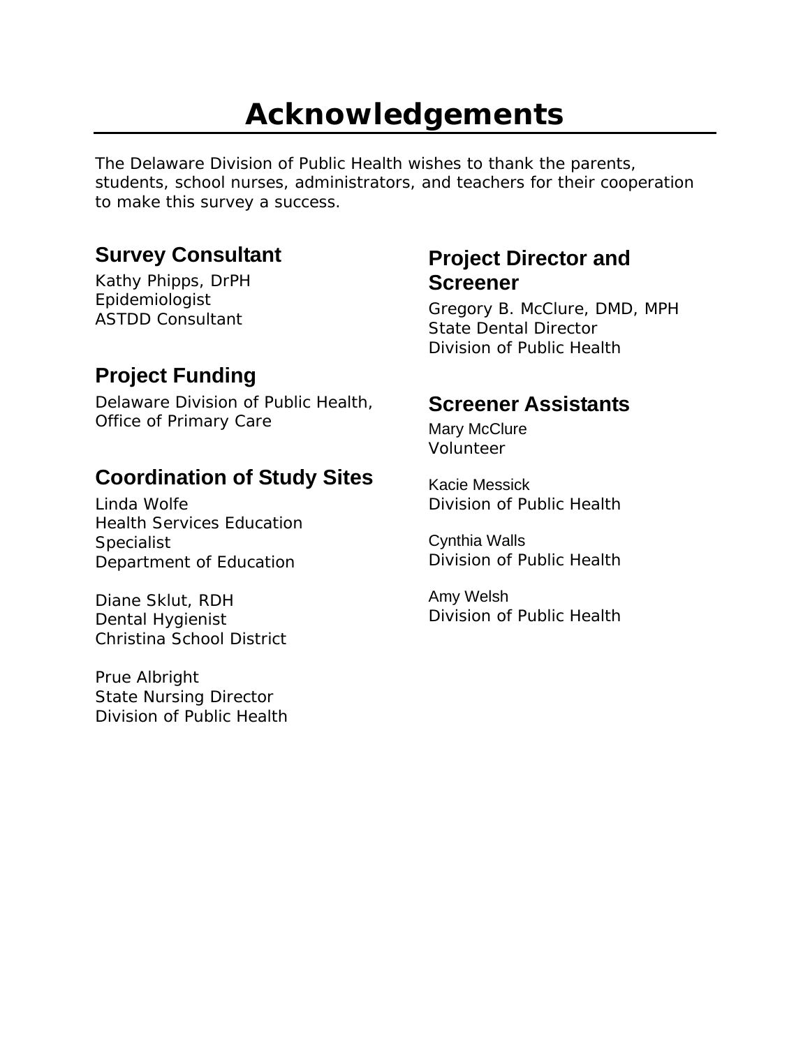# Acknowledgements

The Delaware Division of Public Health wishes to thank the parents, students, school nurses, administrators, and teachers for their cooperation to make this survey a success.

## Survey Consultant

Kathy Phipps, DrPH
Epidemiologist
ASTDD Consultant

## Project Funding

Delaware Division of Public Health, Office of Primary Care

## Coordination of Study Sites

Linda Wolfe
Health Services Education Specialist
Department of Education

Diane Sklut, RDH
Dental Hygienist
Christina School District

Prue Albright
State Nursing Director
Division of Public Health

## Project Director and Screener

Gregory B. McClure, DMD, MPH
State Dental Director
Division of Public Health

## Screener Assistants

Mary McClure
Volunteer

Kacie Messick
Division of Public Health

Cynthia Walls
Division of Public Health

Amy Welsh
Division of Public Health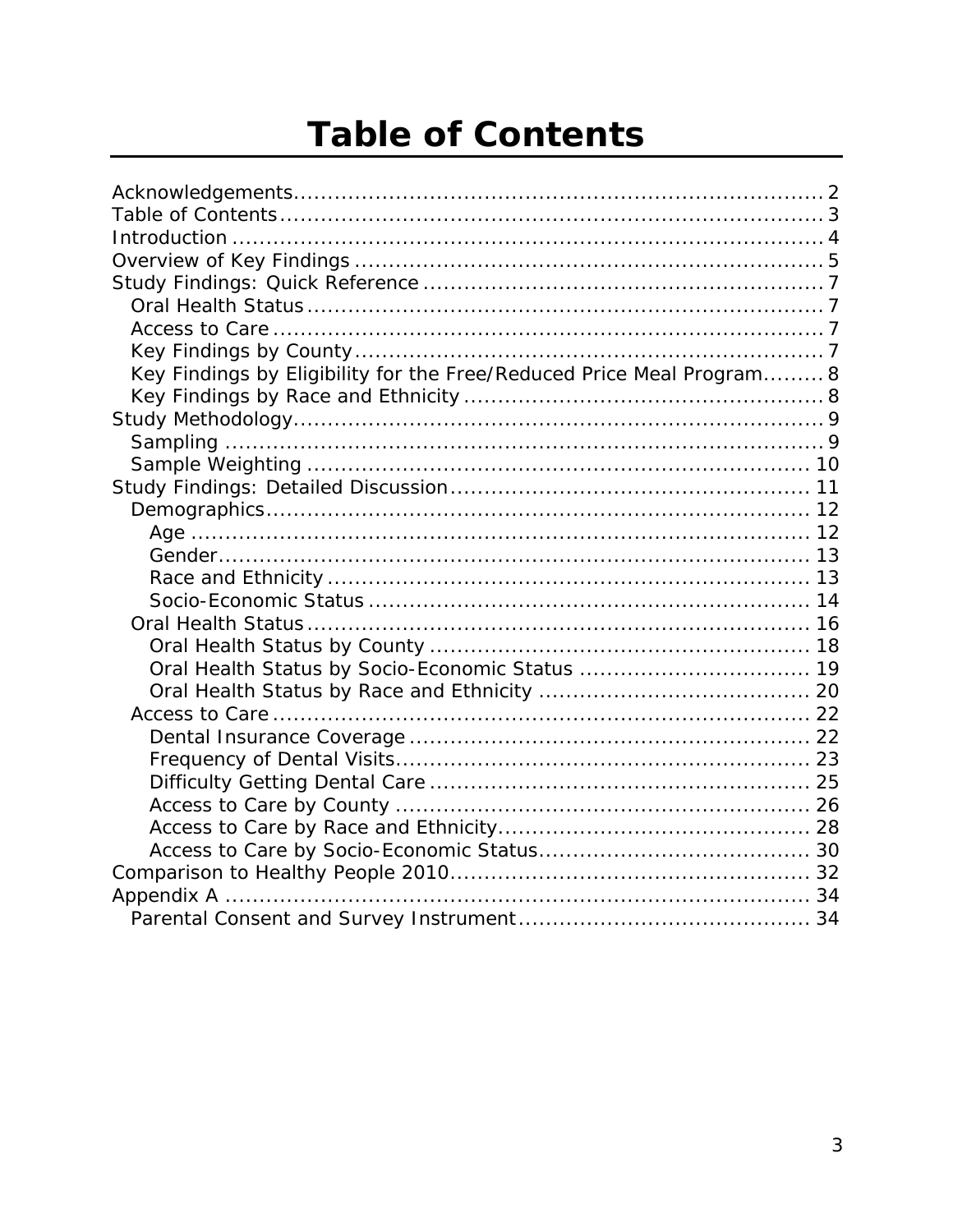# Table of Contents

- Acknowledgements ... 2
- Table of Contents ... 3
- Introduction ... 4
- Overview of Key Findings ... 5
- Study Findings: Quick Reference ... 7
  - Oral Health Status ... 7
  - Access to Care ... 7
  - Key Findings by County ... 7
  - Key Findings by Eligibility for the Free/Reduced Price Meal Program ... 8
  - Key Findings by Race and Ethnicity ... 8
- Study Methodology ... 9
  - Sampling ... 9
  - Sample Weighting ... 10
- Study Findings: Detailed Discussion ... 11
  - Demographics ... 12
    - Age ... 12
    - Gender ... 13
    - Race and Ethnicity ... 13
    - Socio-Economic Status ... 14
  - Oral Health Status ... 16
    - Oral Health Status by County ... 18
    - Oral Health Status by Socio-Economic Status ... 19
    - Oral Health Status by Race and Ethnicity ... 20
  - Access to Care ... 22
    - Dental Insurance Coverage ... 22
    - Frequency of Dental Visits ... 23
    - Difficulty Getting Dental Care ... 25
    - Access to Care by County ... 26
    - Access to Care by Race and Ethnicity ... 28
    - Access to Care by Socio-Economic Status ... 30
- Comparison to Healthy People 2010 ... 32
- Appendix A ... 34
  - Parental Consent and Survey Instrument ... 34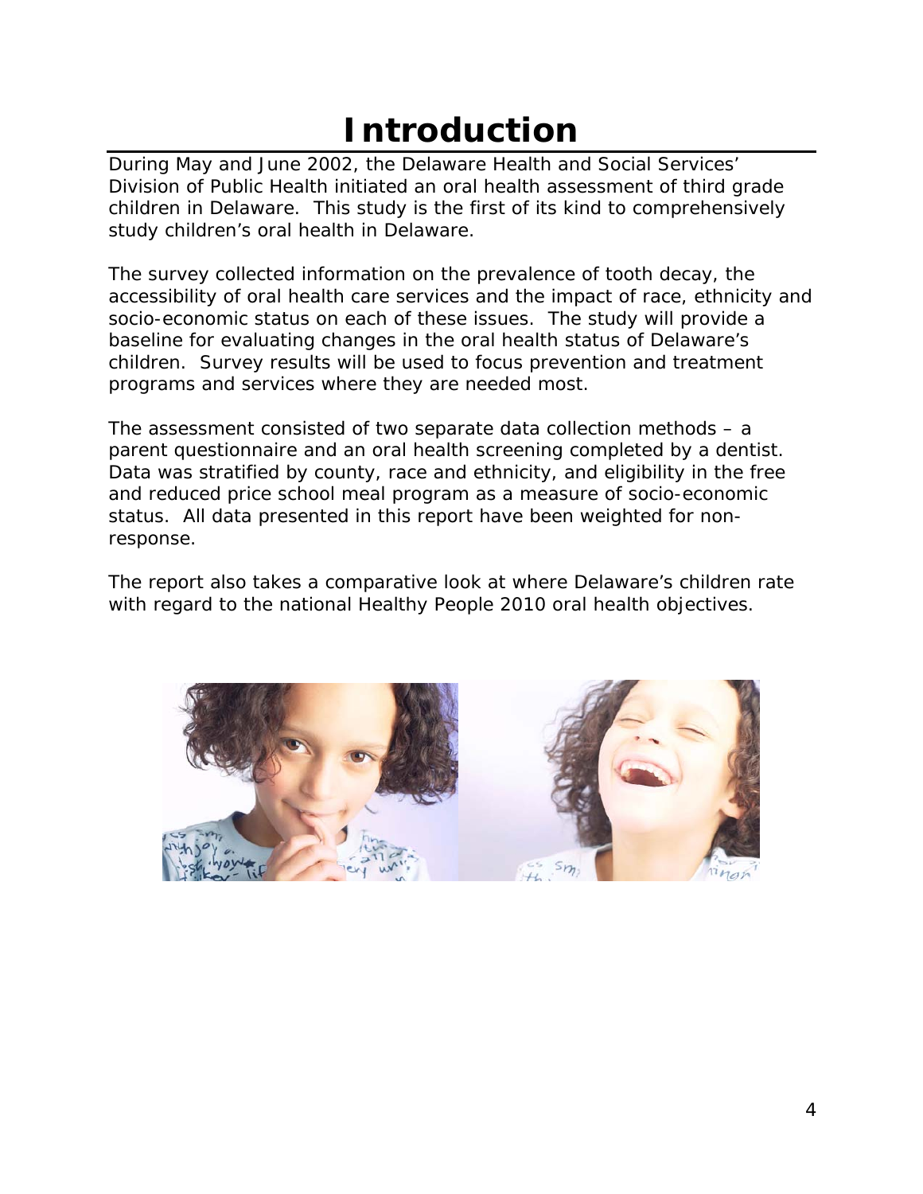# Introduction

During May and June 2002, the Delaware Health and Social Services' Division of Public Health initiated an oral health assessment of third grade children in Delaware. This study is the first of its kind to comprehensively study children's oral health in Delaware.

The survey collected information on the prevalence of tooth decay, the accessibility of oral health care services and the impact of race, ethnicity and socio-economic status on each of these issues. The study will provide a baseline for evaluating changes in the oral health status of Delaware's children. Survey results will be used to focus prevention and treatment programs and services where they are needed most.

The assessment consisted of two separate data collection methods – a parent questionnaire and an oral health screening completed by a dentist. Data was stratified by county, race and ethnicity, and eligibility in the free and reduced price school meal program as a measure of socio-economic status. All data presented in this report have been weighted for non-response.

The report also takes a comparative look at where Delaware's children rate with regard to the national Healthy People 2010 oral health objectives.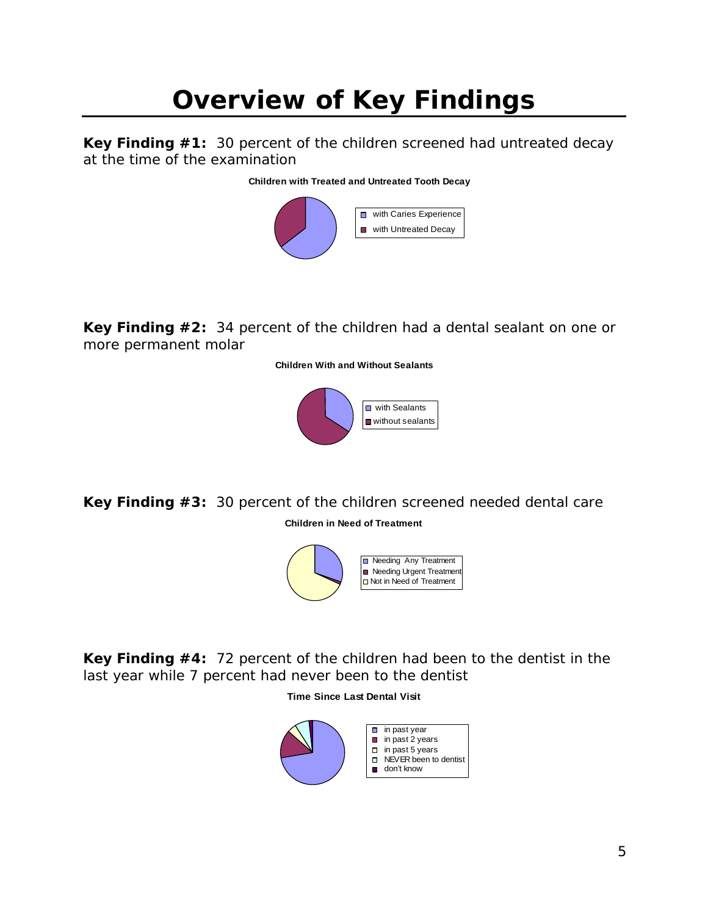# Overview of Key Findings

**Key Finding #1:** 30 percent of the children screened had untreated decay at the time of the examination

**Children with Treated and Untreated Tooth Decay**

- with Caries Experience
- with Untreated Decay

**Key Finding #2:** 34 percent of the children had a dental sealant on one or more permanent molar

**Children With and Without Sealants**

- with Sealants
- without sealants

**Key Finding #3:** 30 percent of the children screened needed dental care

**Children in Need of Treatment**

- Needing Any Treatment
- Needing Urgent Treatment
- Not in Need of Treatment

**Key Finding #4:** 72 percent of the children had been to the dentist in the last year while 7 percent had never been to the dentist

**Time Since Last Dental Visit**

- in past year
- in past 2 years
- in past 5 years
- NEVER been to dentist
- don't know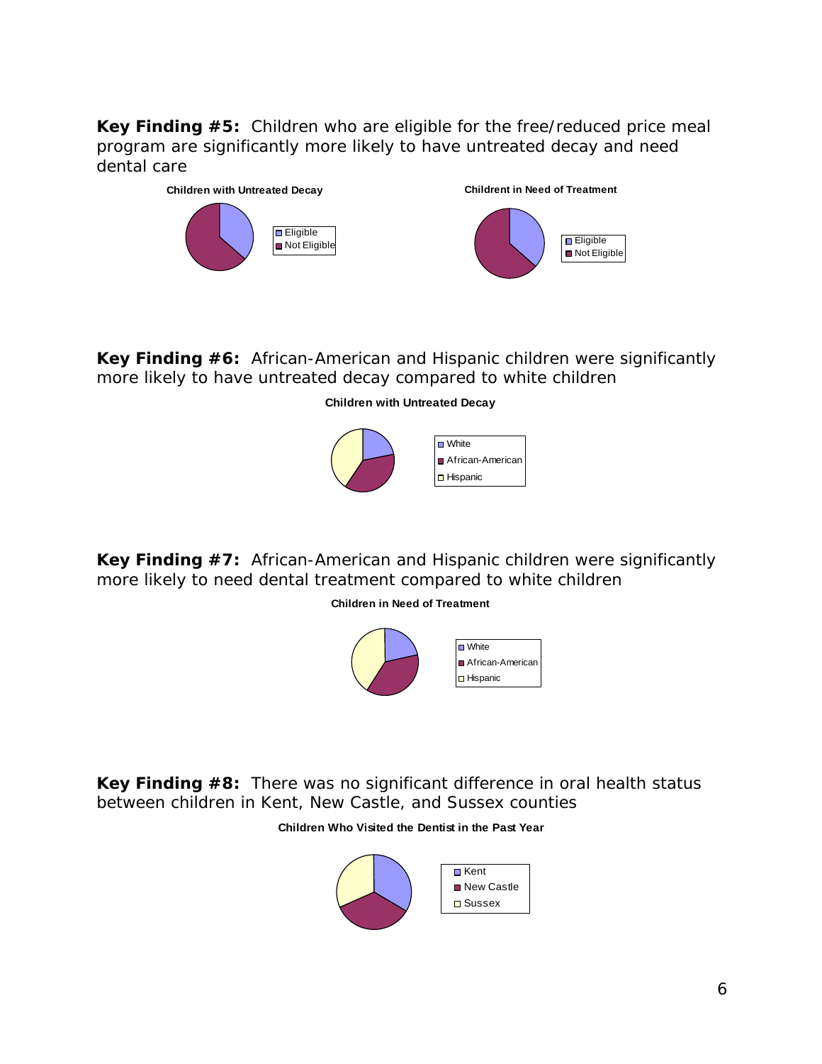**Key Finding #5:** Children who are eligible for the free/reduced price meal program are significantly more likely to have untreated decay and need dental care

**Children with Untreated Decay**

Eligible
Not Eligible

**Childrent in Need of Treatment**

Eligible
Not Eligible

**Key Finding #6:** African-American and Hispanic children were significantly more likely to have untreated decay compared to white children

**Children with Untreated Decay**

White
African-American
Hispanic

**Key Finding #7:** African-American and Hispanic children were significantly more likely to need dental treatment compared to white children

**Children in Need of Treatment**

White
African-American
Hispanic

**Key Finding #8:** There was no significant difference in oral health status between children in Kent, New Castle, and Sussex counties

**Children Who Visited the Dentist in the Past Year**

Kent
New Castle
Sussex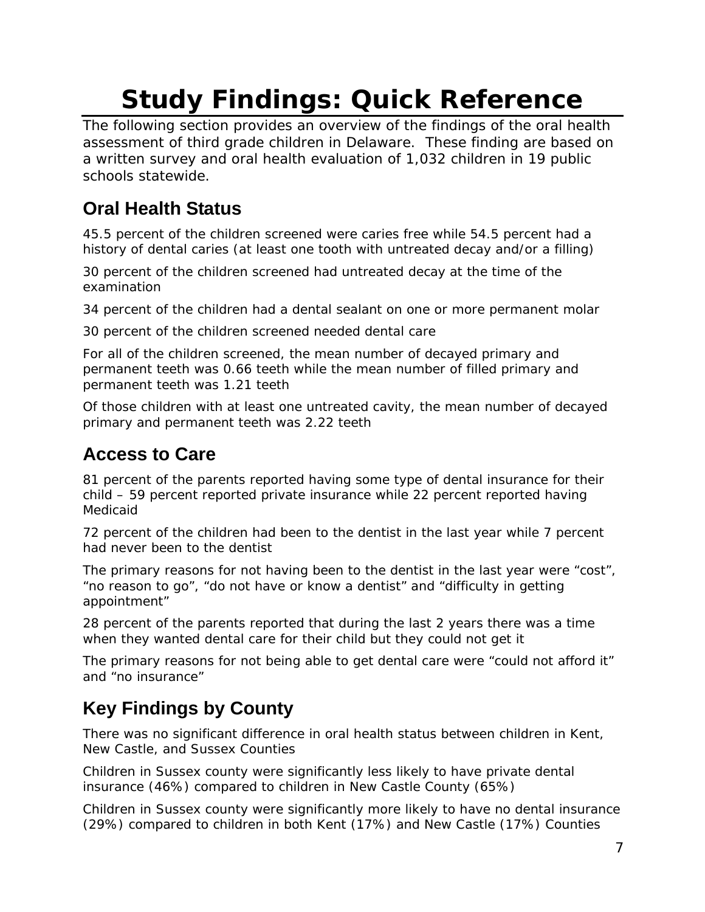# Study Findings: Quick Reference

The following section provides an overview of the findings of the oral health assessment of third grade children in Delaware. These finding are based on a written survey and oral health evaluation of 1,032 children in 19 public schools statewide.

## Oral Health Status

45.5 percent of the children screened were caries free while 54.5 percent had a history of dental caries (at least one tooth with untreated decay and/or a filling)

30 percent of the children screened had untreated decay at the time of the examination

34 percent of the children had a dental sealant on one or more permanent molar

30 percent of the children screened needed dental care

For all of the children screened, the mean number of decayed primary and permanent teeth was 0.66 teeth while the mean number of filled primary and permanent teeth was 1.21 teeth

Of those children with at least one untreated cavity, the mean number of decayed primary and permanent teeth was 2.22 teeth

## Access to Care

81 percent of the parents reported having some type of dental insurance for their child – 59 percent reported private insurance while 22 percent reported having Medicaid

72 percent of the children had been to the dentist in the last year while 7 percent had never been to the dentist

The primary reasons for not having been to the dentist in the last year were "cost", "no reason to go", "do not have or know a dentist" and "difficulty in getting appointment"

28 percent of the parents reported that during the last 2 years there was a time when they wanted dental care for their child but they could not get it

The primary reasons for not being able to get dental care were "could not afford it" and "no insurance"

## Key Findings by County

There was no significant difference in oral health status between children in Kent, New Castle, and Sussex Counties

Children in Sussex county were significantly less likely to have private dental insurance (46%) compared to children in New Castle County (65%)

Children in Sussex county were significantly more likely to have no dental insurance (29%) compared to children in both Kent (17%) and New Castle (17%) Counties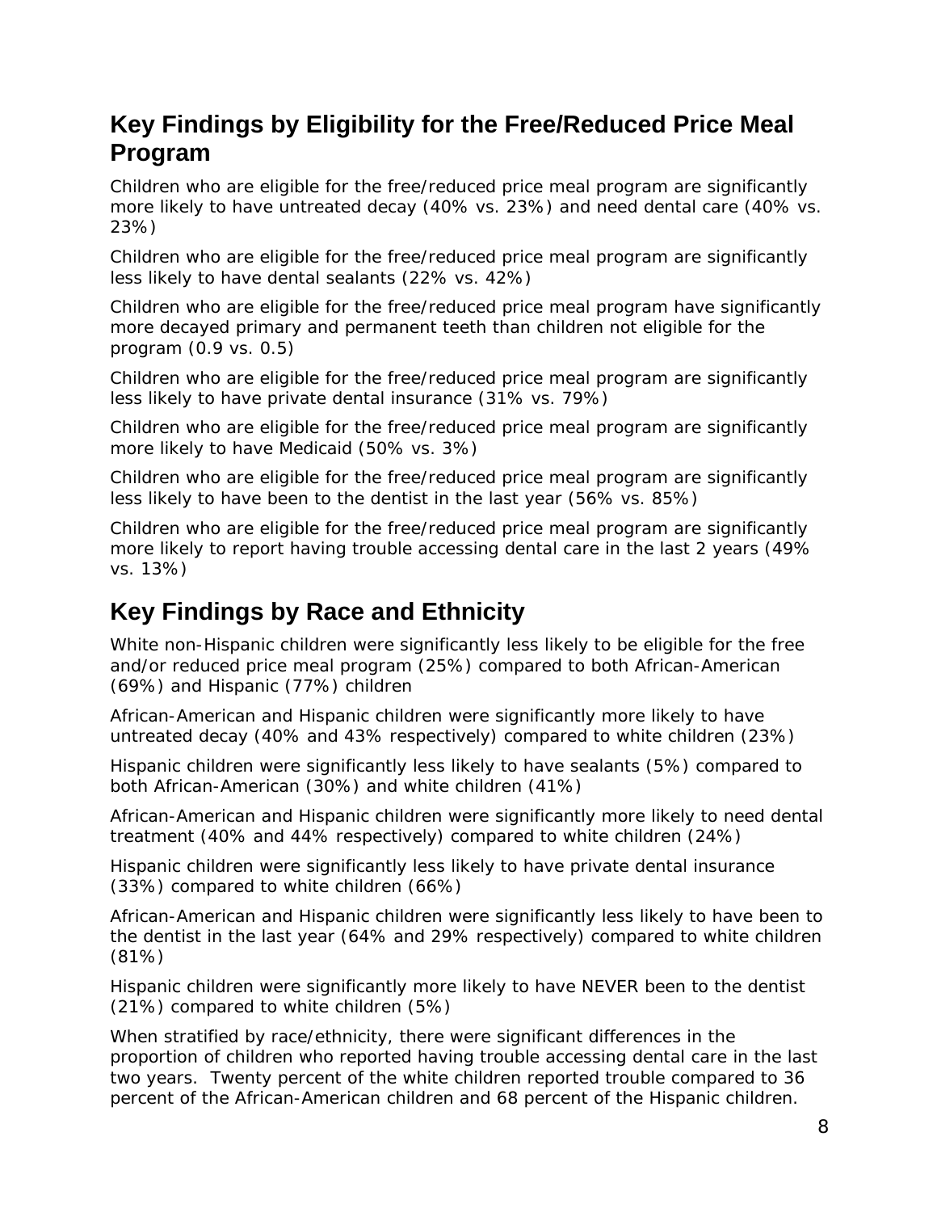## Key Findings by Eligibility for the Free/Reduced Price Meal Program

Children who are eligible for the free/reduced price meal program are significantly more likely to have untreated decay (40% vs. 23%) and need dental care (40% vs. 23%)

Children who are eligible for the free/reduced price meal program are significantly less likely to have dental sealants (22% vs. 42%)

Children who are eligible for the free/reduced price meal program have significantly more decayed primary and permanent teeth than children not eligible for the program (0.9 vs. 0.5)

Children who are eligible for the free/reduced price meal program are significantly less likely to have private dental insurance (31% vs. 79%)

Children who are eligible for the free/reduced price meal program are significantly more likely to have Medicaid (50% vs. 3%)

Children who are eligible for the free/reduced price meal program are significantly less likely to have been to the dentist in the last year (56% vs. 85%)

Children who are eligible for the free/reduced price meal program are significantly more likely to report having trouble accessing dental care in the last 2 years (49% vs. 13%)

## Key Findings by Race and Ethnicity

White non-Hispanic children were significantly less likely to be eligible for the free and/or reduced price meal program (25%) compared to both African-American (69%) and Hispanic (77%) children

African-American and Hispanic children were significantly more likely to have untreated decay (40% and 43% respectively) compared to white children (23%)

Hispanic children were significantly less likely to have sealants (5%) compared to both African-American (30%) and white children (41%)

African-American and Hispanic children were significantly more likely to need dental treatment (40% and 44% respectively) compared to white children (24%)

Hispanic children were significantly less likely to have private dental insurance (33%) compared to white children (66%)

African-American and Hispanic children were significantly less likely to have been to the dentist in the last year (64% and 29% respectively) compared to white children (81%)

Hispanic children were significantly more likely to have NEVER been to the dentist (21%) compared to white children (5%)

When stratified by race/ethnicity, there were significant differences in the proportion of children who reported having trouble accessing dental care in the last two years. Twenty percent of the white children reported trouble compared to 36 percent of the African-American children and 68 percent of the Hispanic children.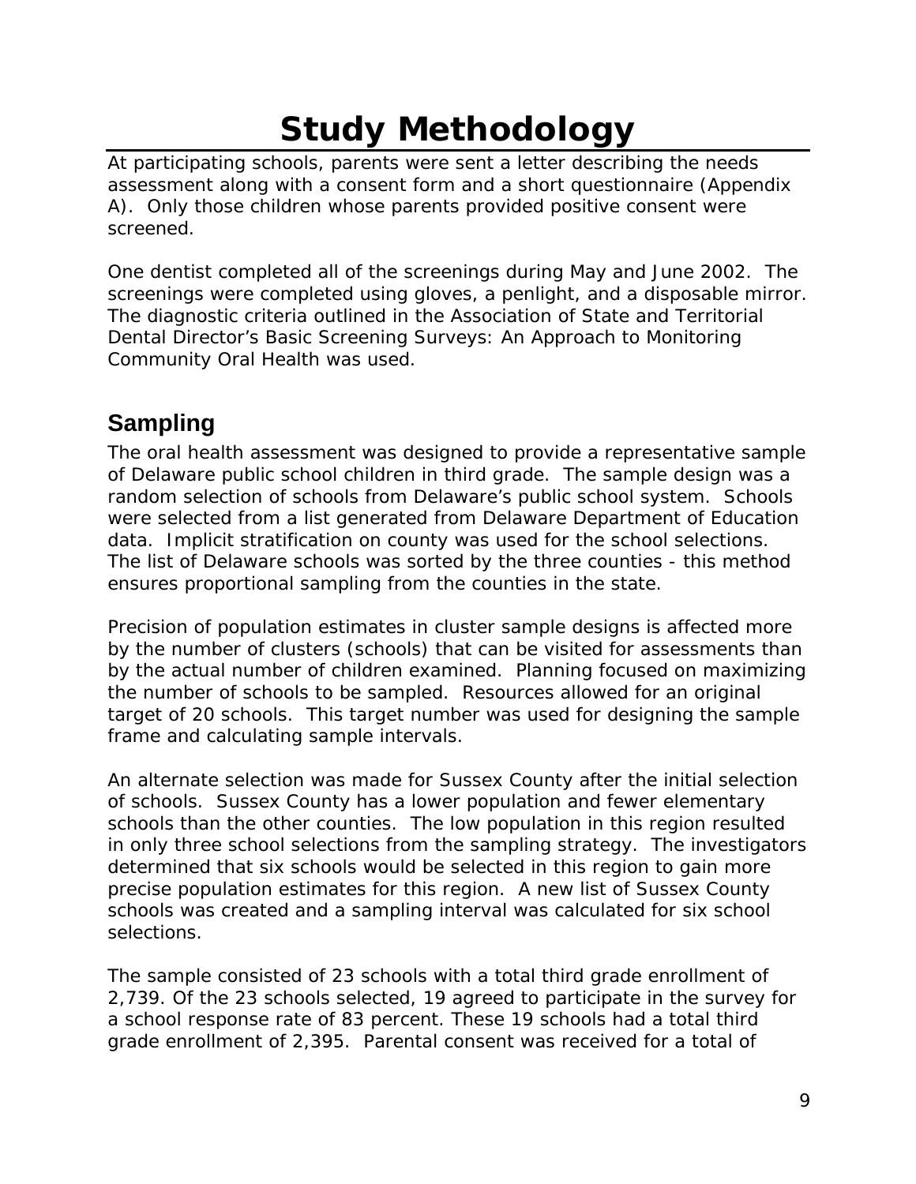# Study Methodology

At participating schools, parents were sent a letter describing the needs assessment along with a consent form and a short questionnaire (Appendix A). Only those children whose parents provided positive consent were screened.

One dentist completed all of the screenings during May and June 2002. The screenings were completed using gloves, a penlight, and a disposable mirror. The diagnostic criteria outlined in the Association of State and Territorial Dental Director's Basic Screening Surveys: An Approach to Monitoring Community Oral Health was used.

## Sampling

The oral health assessment was designed to provide a representative sample of Delaware public school children in third grade. The sample design was a random selection of schools from Delaware's public school system. Schools were selected from a list generated from Delaware Department of Education data. Implicit stratification on county was used for the school selections. The list of Delaware schools was sorted by the three counties - this method ensures proportional sampling from the counties in the state.

Precision of population estimates in cluster sample designs is affected more by the number of clusters (schools) that can be visited for assessments than by the actual number of children examined. Planning focused on maximizing the number of schools to be sampled. Resources allowed for an original target of 20 schools. This target number was used for designing the sample frame and calculating sample intervals.

An alternate selection was made for Sussex County after the initial selection of schools. Sussex County has a lower population and fewer elementary schools than the other counties. The low population in this region resulted in only three school selections from the sampling strategy. The investigators determined that six schools would be selected in this region to gain more precise population estimates for this region. A new list of Sussex County schools was created and a sampling interval was calculated for six school selections.

The sample consisted of 23 schools with a total third grade enrollment of 2,739. Of the 23 schools selected, 19 agreed to participate in the survey for a school response rate of 83 percent. These 19 schools had a total third grade enrollment of 2,395. Parental consent was received for a total of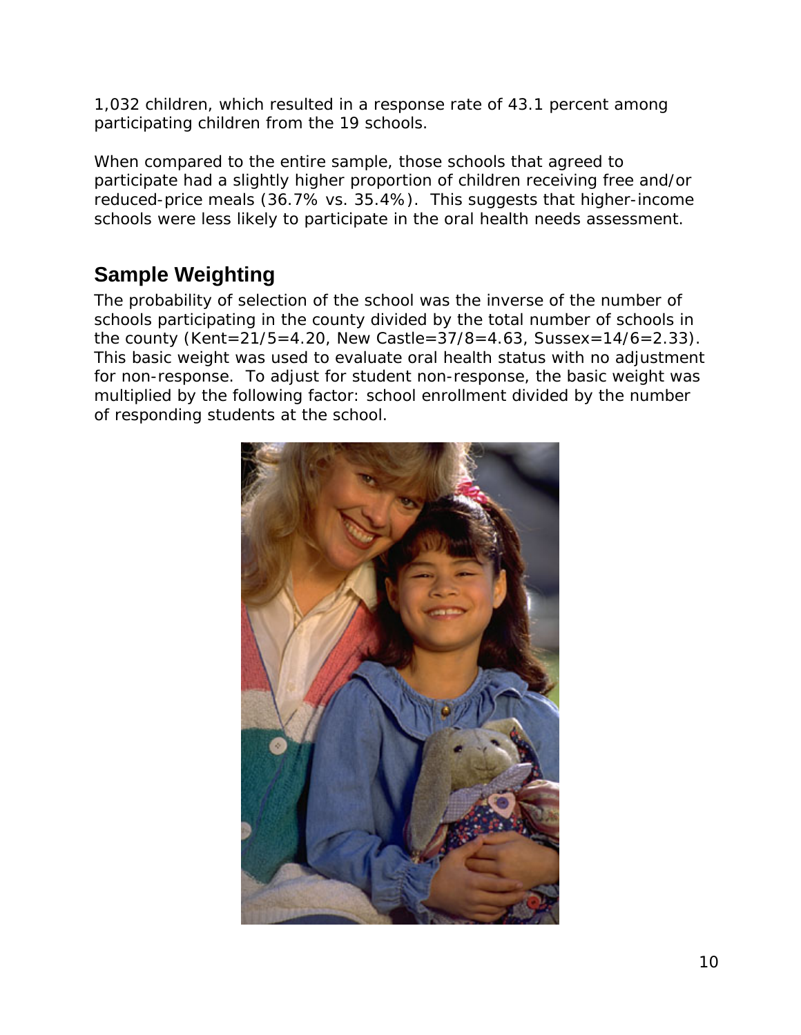1,032 children, which resulted in a response rate of 43.1 percent among participating children from the 19 schools.

When compared to the entire sample, those schools that agreed to participate had a slightly higher proportion of children receiving free and/or reduced-price meals (36.7% vs. 35.4%). This suggests that higher-income schools were less likely to participate in the oral health needs assessment.

## Sample Weighting

The probability of selection of the school was the inverse of the number of schools participating in the county divided by the total number of schools in the county (Kent=21/5=4.20, New Castle=37/8=4.63, Sussex=14/6=2.33). This basic weight was used to evaluate oral health status with no adjustment for non-response. To adjust for student non-response, the basic weight was multiplied by the following factor: school enrollment divided by the number of responding students at the school.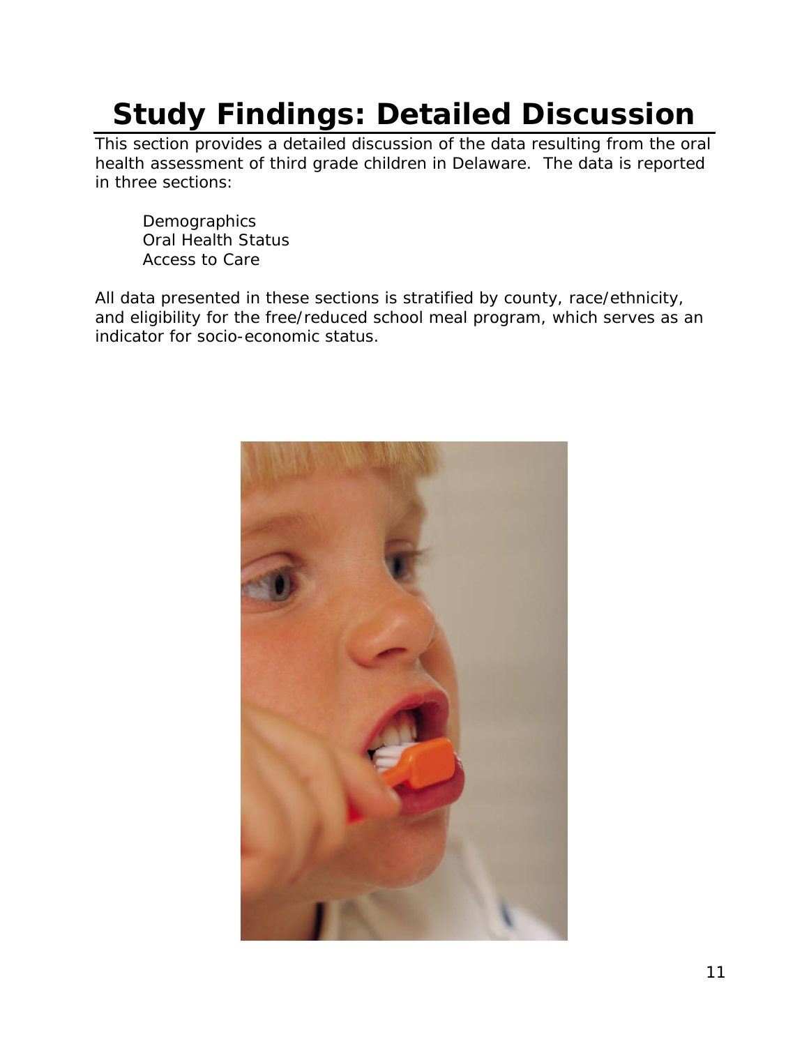# Study Findings: Detailed Discussion

This section provides a detailed discussion of the data resulting from the oral health assessment of third grade children in Delaware. The data is reported in three sections:

- Demographics
- Oral Health Status
- Access to Care

All data presented in these sections is stratified by county, race/ethnicity, and eligibility for the free/reduced school meal program, which serves as an indicator for socio-economic status.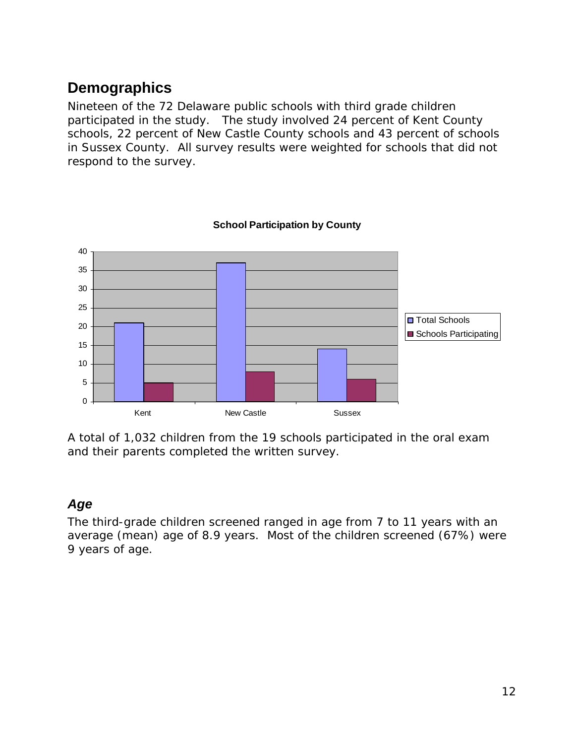## Demographics

Nineteen of the 72 Delaware public schools with third grade children participated in the study. The study involved 24 percent of Kent County schools, 22 percent of New Castle County schools and 43 percent of schools in Sussex County. All survey results were weighted for schools that did not respond to the survey.

**School Participation by County**

| County | Total Schools | Schools Participating |
|---|---|---|
| Kent | 21 | 5 |
| New Castle | 37 | 8 |
| Sussex | 14 | 6 |

A total of 1,032 children from the 19 schools participated in the oral exam and their parents completed the written survey.

### *Age*

The third-grade children screened ranged in age from 7 to 11 years with an average (mean) age of 8.9 years. Most of the children screened (67%) were 9 years of age.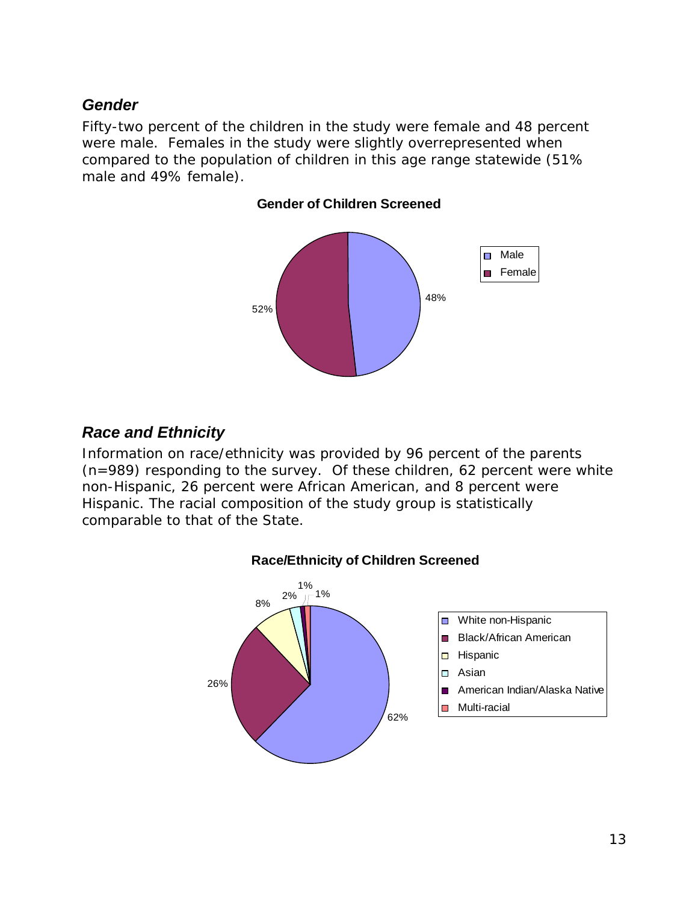### *Gender*

Fifty-two percent of the children in the study were female and 48 percent were male. Females in the study were slightly overrepresented when compared to the population of children in this age range statewide (51% male and 49% female).

**Gender of Children Screened**

| Gender | Percent |
| --- | --- |
| Male | 48% |
| Female | 52% |

### *Race and Ethnicity*

Information on race/ethnicity was provided by 96 percent of the parents (n=989) responding to the survey. Of these children, 62 percent were white non-Hispanic, 26 percent were African American, and 8 percent were Hispanic. The racial composition of the study group is statistically comparable to that of the State.

**Race/Ethnicity of Children Screened**

| Race/Ethnicity | Percent |
| --- | --- |
| White non-Hispanic | 62% |
| Black/African American | 26% |
| Hispanic | 8% |
| Asian | 2% |
| American Indian/Alaska Native | 1% |
| Multi-racial | 1% |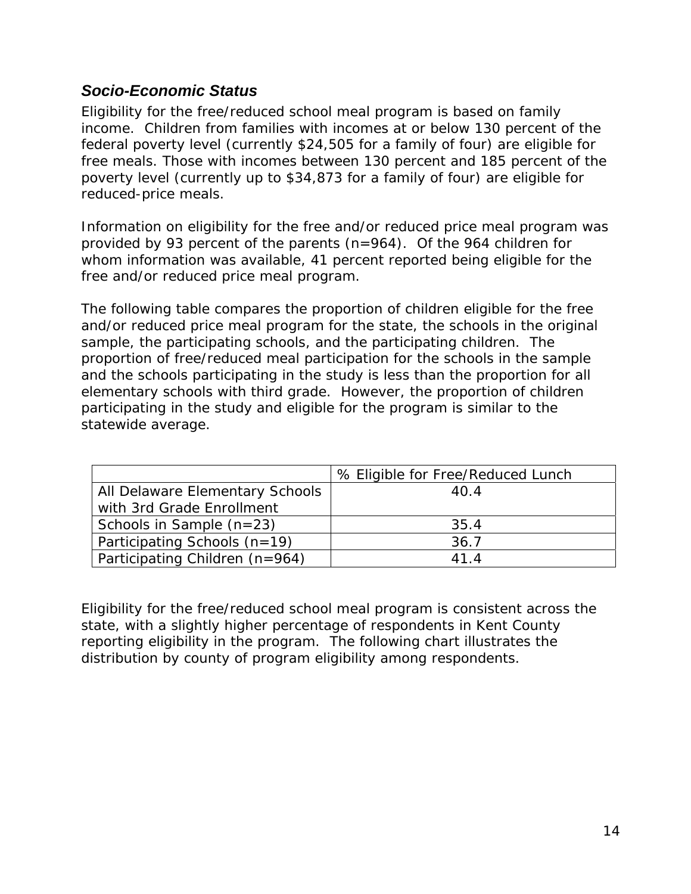### *Socio-Economic Status*

Eligibility for the free/reduced school meal program is based on family income. Children from families with incomes at or below 130 percent of the federal poverty level (currently $24,505 for a family of four) are eligible for free meals. Those with incomes between 130 percent and 185 percent of the poverty level (currently up to $34,873 for a family of four) are eligible for reduced-price meals.

Information on eligibility for the free and/or reduced price meal program was provided by 93 percent of the parents (n=964). Of the 964 children for whom information was available, 41 percent reported being eligible for the free and/or reduced price meal program.

The following table compares the proportion of children eligible for the free and/or reduced price meal program for the state, the schools in the original sample, the participating schools, and the participating children. The proportion of free/reduced meal participation for the schools in the sample and the schools participating in the study is less than the proportion for all elementary schools with third grade. However, the proportion of children participating in the study and eligible for the program is similar to the statewide average.

| | % Eligible for Free/Reduced Lunch |
|---|---|
| All Delaware Elementary Schools with 3rd Grade Enrollment | 40.4 |
| Schools in Sample (n=23) | 35.4 |
| Participating Schools (n=19) | 36.7 |
| Participating Children (n=964) | 41.4 |

Eligibility for the free/reduced school meal program is consistent across the state, with a slightly higher percentage of respondents in Kent County reporting eligibility in the program. The following chart illustrates the distribution by county of program eligibility among respondents.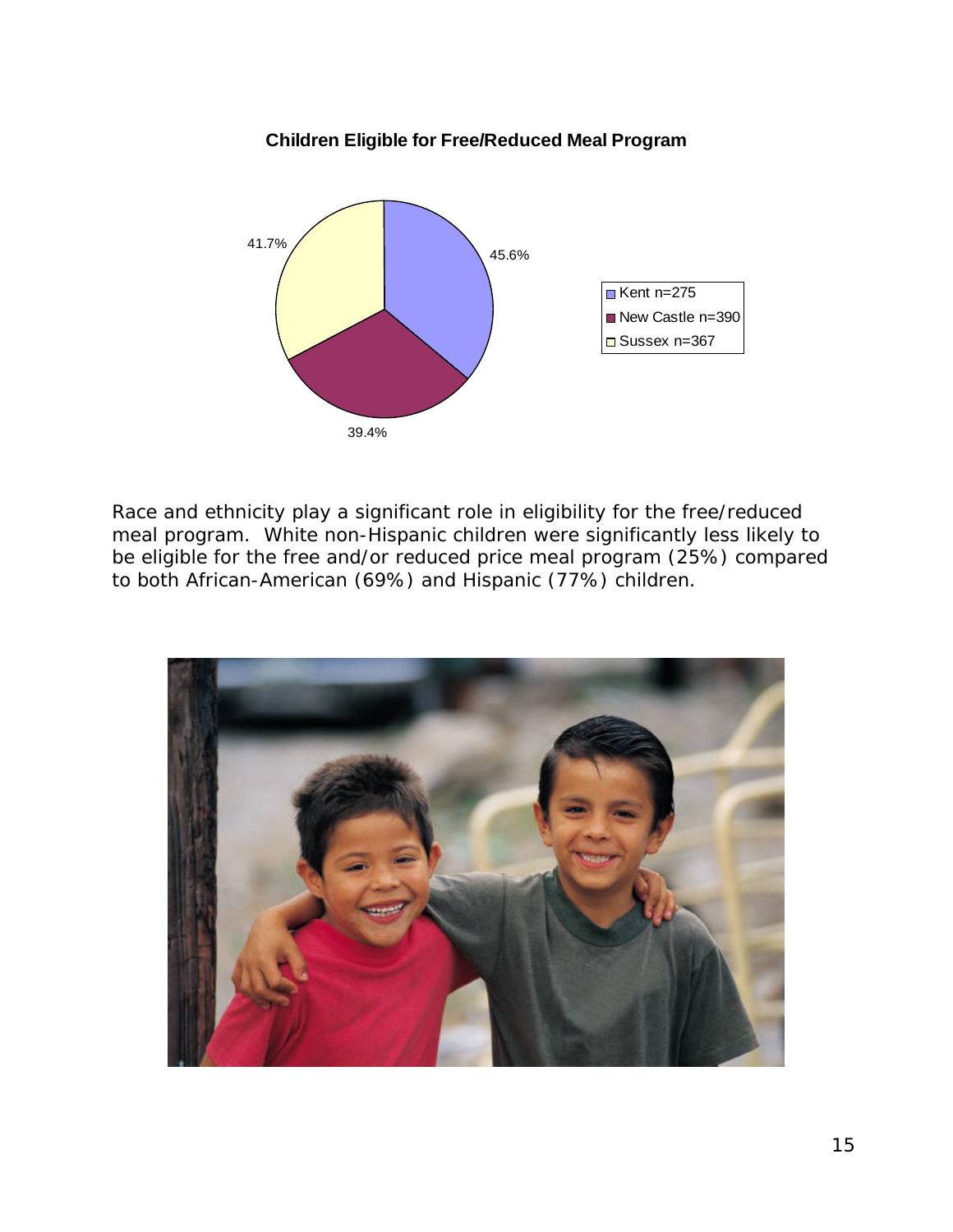**Children Eligible for Free/Reduced Meal Program**

| County | Percent |
| --- | --- |
| Kent n=275 | 45.6% |
| New Castle n=390 | 39.4% |
| Sussex n=367 | 41.7% |

Race and ethnicity play a significant role in eligibility for the free/reduced meal program. White non-Hispanic children were significantly less likely to be eligible for the free and/or reduced price meal program (25%) compared to both African-American (69%) and Hispanic (77%) children.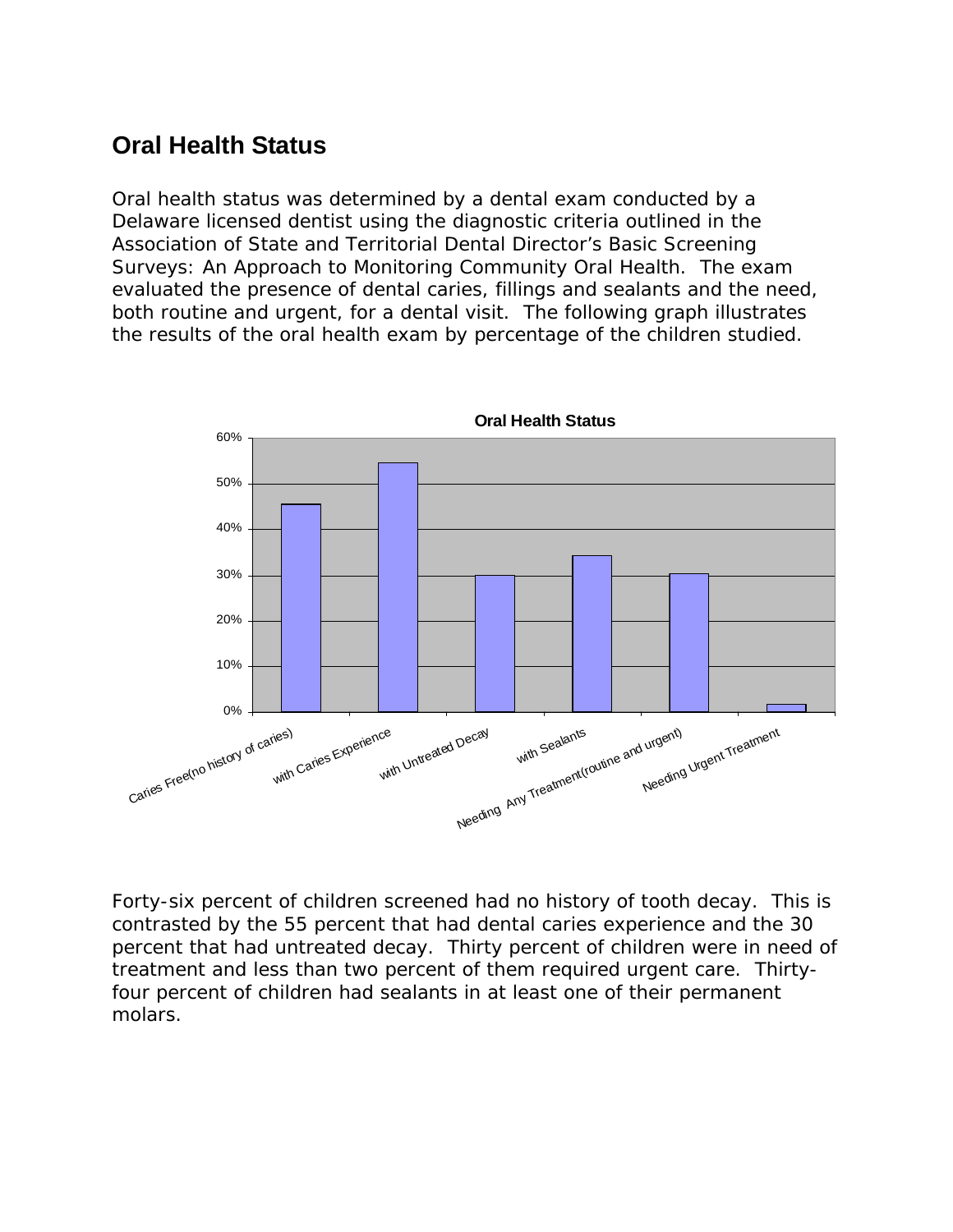## Oral Health Status

Oral health status was determined by a dental exam conducted by a Delaware licensed dentist using the diagnostic criteria outlined in the Association of State and Territorial Dental Director's Basic Screening Surveys: An Approach to Monitoring Community Oral Health. The exam evaluated the presence of dental caries, fillings and sealants and the need, both routine and urgent, for a dental visit. The following graph illustrates the results of the oral health exam by percentage of the children studied.

Forty-six percent of children screened had no history of tooth decay. This is contrasted by the 55 percent that had dental caries experience and the 30 percent that had untreated decay. Thirty percent of children were in need of treatment and less than two percent of them required urgent care. Thirty-four percent of children had sealants in at least one of their permanent molars.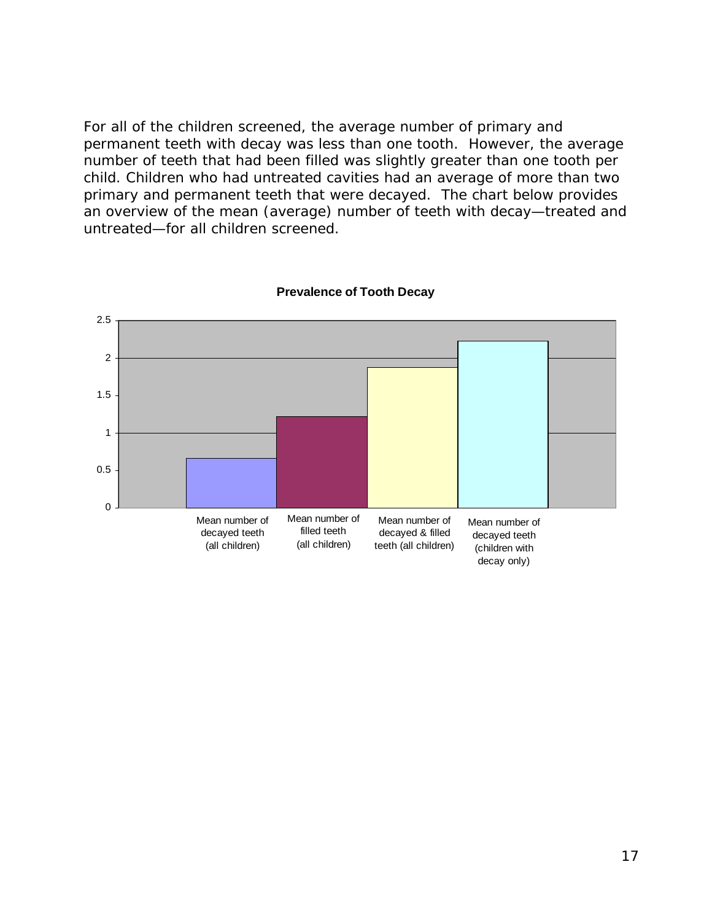For all of the children screened, the average number of primary and permanent teeth with decay was less than one tooth. However, the average number of teeth that had been filled was slightly greater than one tooth per child. Children who had untreated cavities had an average of more than two primary and permanent teeth that were decayed. The chart below provides an overview of the mean (average) number of teeth with decay—treated and untreated—for all children screened.

**Prevalence of Tooth Decay**

| Category | Value (approx.) |
|---|---|
| Mean number of decayed teeth (all children) | 0.66 |
| Mean number of filled teeth (all children) | 1.22 |
| Mean number of decayed & filled teeth (all children) | 1.87 |
| Mean number of decayed teeth (children with decay only) | 2.22 |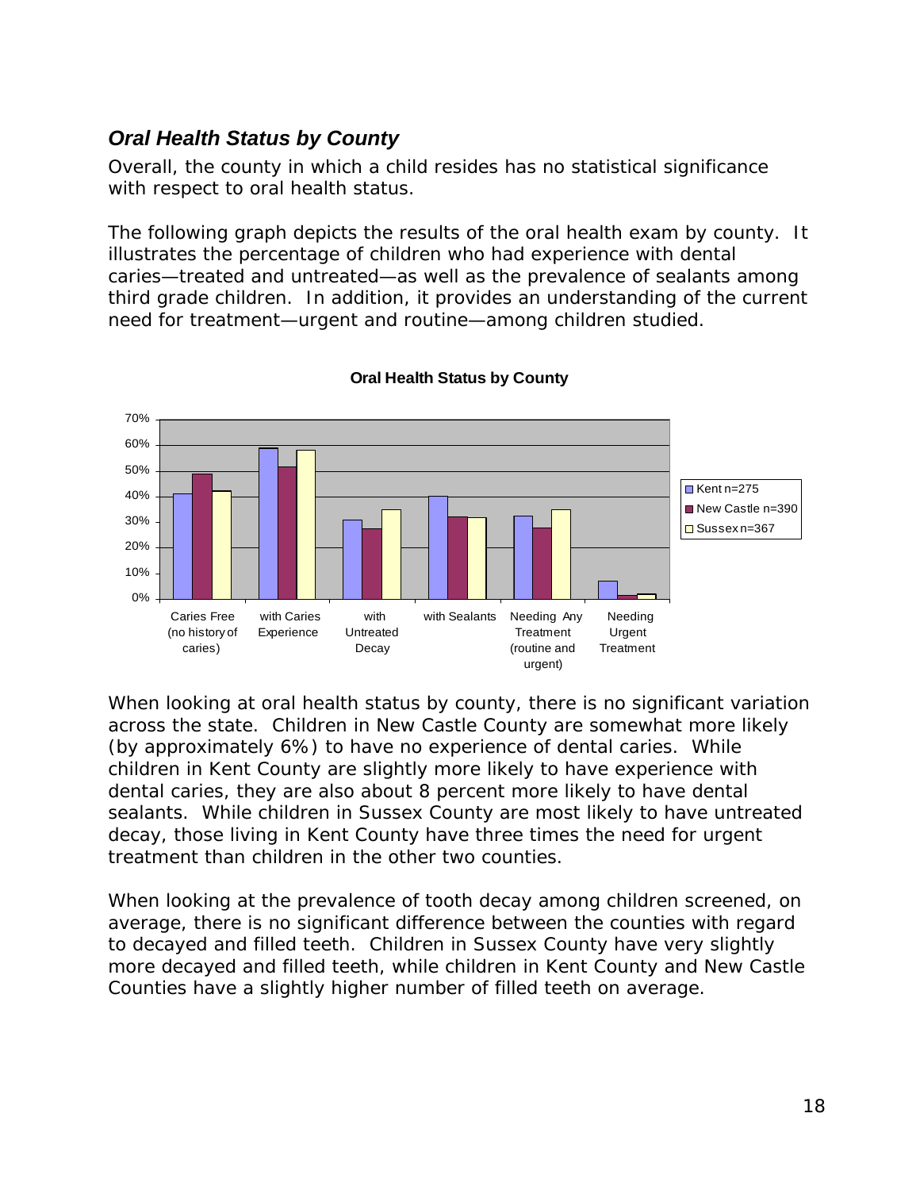### *Oral Health Status by County*

Overall, the county in which a child resides has no statistical significance with respect to oral health status.

The following graph depicts the results of the oral health exam by county. It illustrates the percentage of children who had experience with dental caries—treated and untreated—as well as the prevalence of sealants among third grade children. In addition, it provides an understanding of the current need for treatment—urgent and routine—among children studied.

**Oral Health Status by County**

When looking at oral health status by county, there is no significant variation across the state. Children in New Castle County are somewhat more likely (by approximately 6%) to have no experience of dental caries. While children in Kent County are slightly more likely to have experience with dental caries, they are also about 8 percent more likely to have dental sealants. While children in Sussex County are most likely to have untreated decay, those living in Kent County have three times the need for urgent treatment than children in the other two counties.

When looking at the prevalence of tooth decay among children screened, on average, there is no significant difference between the counties with regard to decayed and filled teeth. Children in Sussex County have very slightly more decayed and filled teeth, while children in Kent County and New Castle Counties have a slightly higher number of filled teeth on average.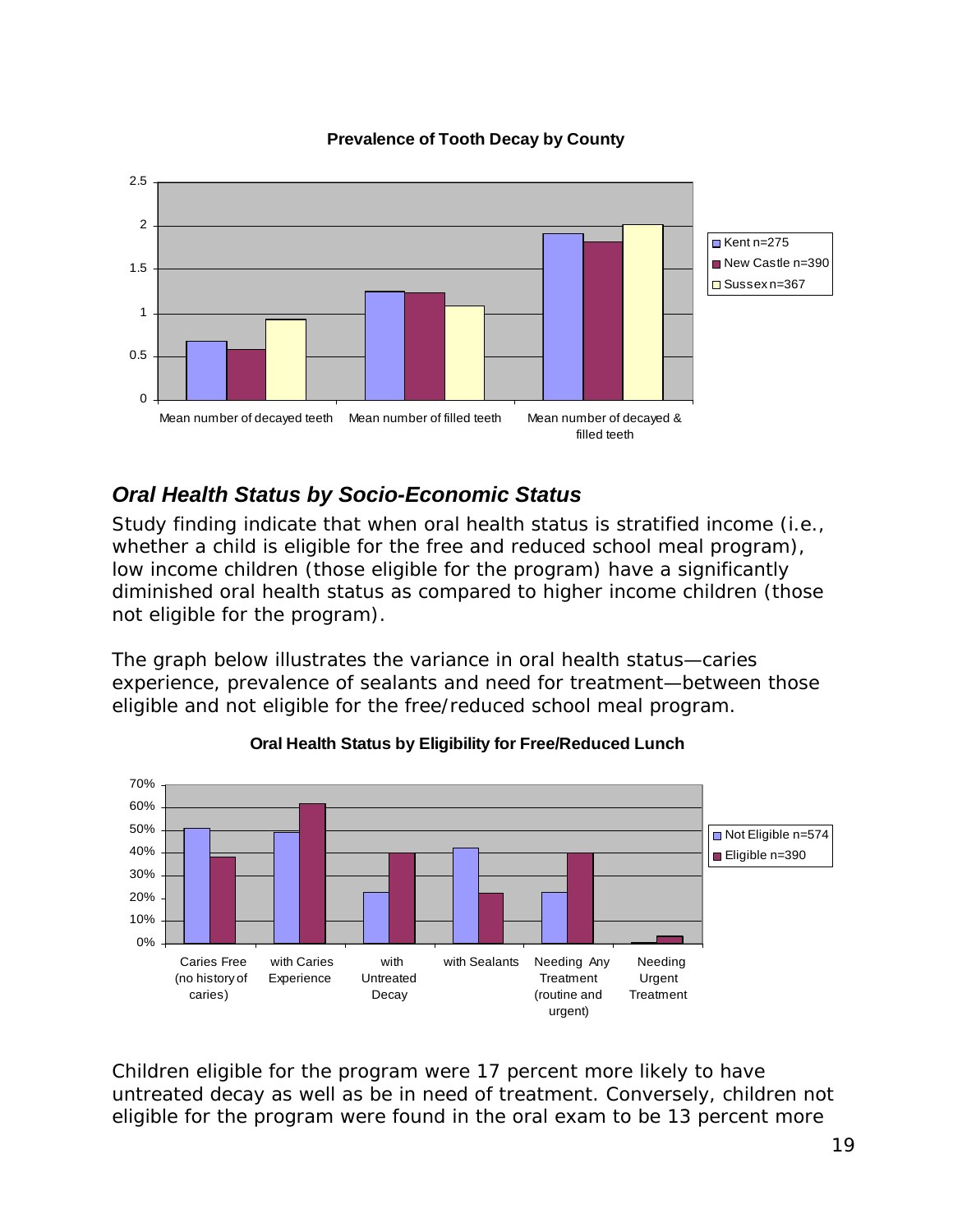**Prevalence of Tooth Decay by County**

| | Kent n=275 | New Castle n=390 | Sussex n=367 |
|---|---|---|---|
| Mean number of decayed teeth | 0.68 | 0.58 | 0.93 |
| Mean number of filled teeth | 1.24 | 1.23 | 1.08 |
| Mean number of decayed & filled teeth | 1.91 | 1.81 | 2.01 |

## *Oral Health Status by Socio-Economic Status*

Study finding indicate that when oral health status is stratified income (i.e., whether a child is eligible for the free and reduced school meal program), low income children (those eligible for the program) have a significantly diminished oral health status as compared to higher income children (those not eligible for the program).

The graph below illustrates the variance in oral health status—caries experience, prevalence of sealants and need for treatment—between those eligible and not eligible for the free/reduced school meal program.

**Oral Health Status by Eligibility for Free/Reduced Lunch**

| | Not Eligible n=574 | Eligible n=390 |
|---|---|---|
| Caries Free (no history of caries) | 51% | 38% |
| with Caries Experience | 49% | 62% |
| with Untreated Decay | 23% | 40% |
| with Sealants | 42% | 22% |
| Needing Any Treatment (routine and urgent) | 23% | 40% |
| Needing Urgent Treatment | 0% | 3% |

Children eligible for the program were 17 percent more likely to have untreated decay as well as be in need of treatment. Conversely, children not eligible for the program were found in the oral exam to be 13 percent more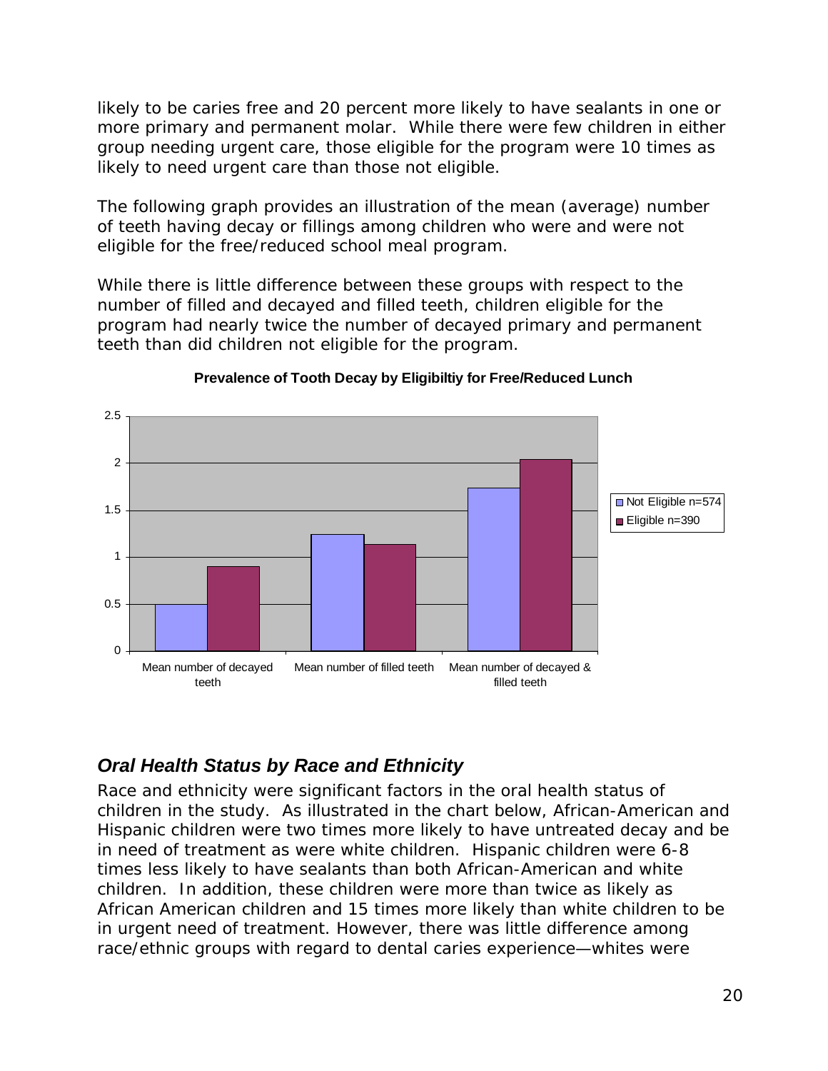likely to be caries free and 20 percent more likely to have sealants in one or more primary and permanent molar. While there were few children in either group needing urgent care, those eligible for the program were 10 times as likely to need urgent care than those not eligible.

The following graph provides an illustration of the mean (average) number of teeth having decay or fillings among children who were and were not eligible for the free/reduced school meal program.

While there is little difference between these groups with respect to the number of filled and decayed and filled teeth, children eligible for the program had nearly twice the number of decayed primary and permanent teeth than did children not eligible for the program.

**Prevalence of Tooth Decay by Eligibiltiy for Free/Reduced Lunch**

## *Oral Health Status by Race and Ethnicity*

Race and ethnicity were significant factors in the oral health status of children in the study. As illustrated in the chart below, African-American and Hispanic children were two times more likely to have untreated decay and be in need of treatment as were white children. Hispanic children were 6-8 times less likely to have sealants than both African-American and white children. In addition, these children were more than twice as likely as African American children and 15 times more likely than white children to be in urgent need of treatment. However, there was little difference among race/ethnic groups with regard to dental caries experience—whites were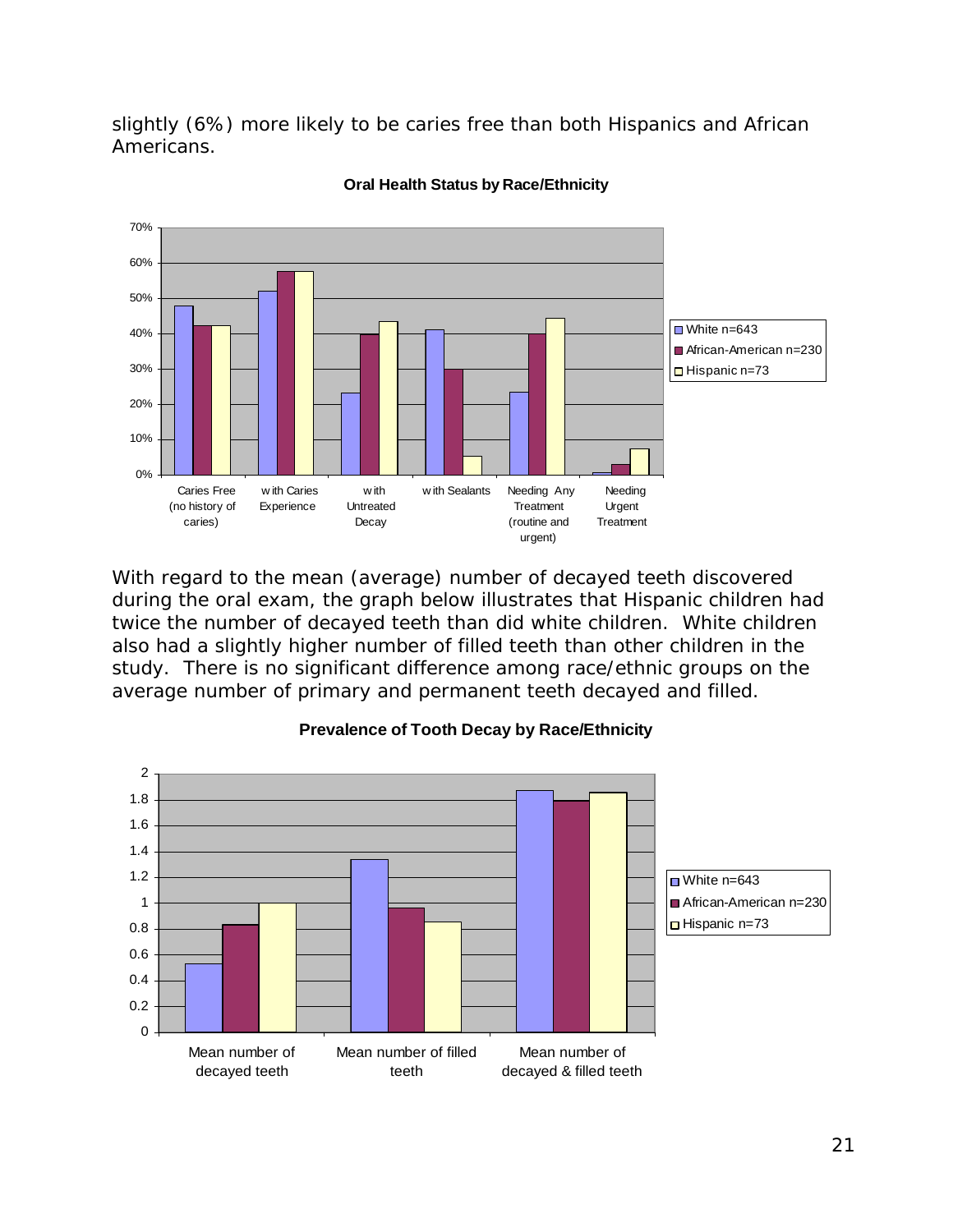slightly (6%) more likely to be caries free than both Hispanics and African Americans.

**Oral Health Status by Race/Ethnicity**

With regard to the mean (average) number of decayed teeth discovered during the oral exam, the graph below illustrates that Hispanic children had twice the number of decayed teeth than did white children. White children also had a slightly higher number of filled teeth than other children in the study. There is no significant difference among race/ethnic groups on the average number of primary and permanent teeth decayed and filled.

**Prevalence of Tooth Decay by Race/Ethnicity**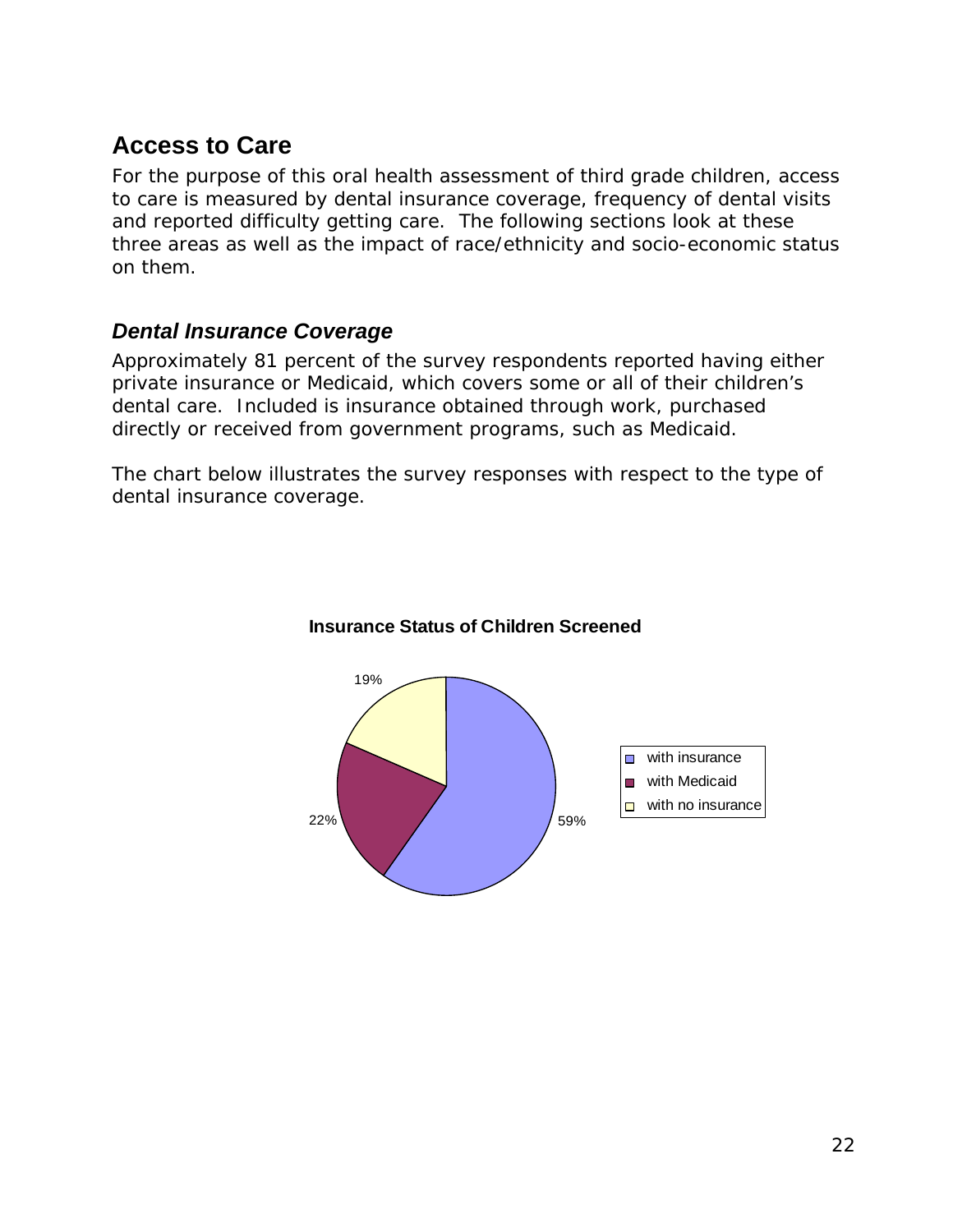## Access to Care

For the purpose of this oral health assessment of third grade children, access to care is measured by dental insurance coverage, frequency of dental visits and reported difficulty getting care. The following sections look at these three areas as well as the impact of race/ethnicity and socio-economic status on them.

### *Dental Insurance Coverage*

Approximately 81 percent of the survey respondents reported having either private insurance or Medicaid, which covers some or all of their children's dental care. Included is insurance obtained through work, purchased directly or received from government programs, such as Medicaid.

The chart below illustrates the survey responses with respect to the type of dental insurance coverage.

**Insurance Status of Children Screened**

| Insurance Status | Percent |
|---|---|
| with insurance | 59% |
| with Medicaid | 22% |
| with no insurance | 19% |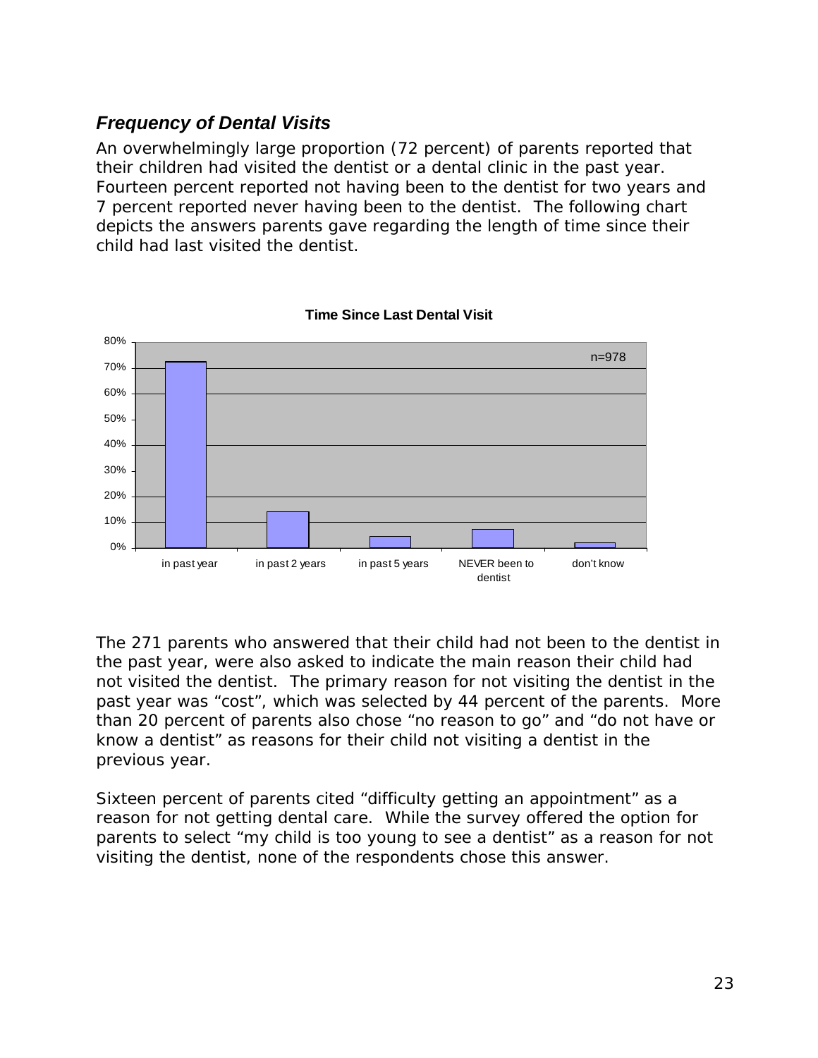### *Frequency of Dental Visits*

An overwhelmingly large proportion (72 percent) of parents reported that their children had visited the dentist or a dental clinic in the past year. Fourteen percent reported not having been to the dentist for two years and 7 percent reported never having been to the dentist. The following chart depicts the answers parents gave regarding the length of time since their child had last visited the dentist.

**Time Since Last Dental Visit**

n=978

| Time since last visit | Percent (approx.) |
|---|---|
| in past year | 72% |
| in past 2 years | 14% |
| in past 5 years | 4% |
| NEVER been to dentist | 7% |
| don't know | 2% |

The 271 parents who answered that their child had not been to the dentist in the past year, were also asked to indicate the main reason their child had not visited the dentist. The primary reason for not visiting the dentist in the past year was "cost", which was selected by 44 percent of the parents. More than 20 percent of parents also chose "no reason to go" and "do not have or know a dentist" as reasons for their child not visiting a dentist in the previous year.

Sixteen percent of parents cited "difficulty getting an appointment" as a reason for not getting dental care. While the survey offered the option for parents to select "my child is too young to see a dentist" as a reason for not visiting the dentist, none of the respondents chose this answer.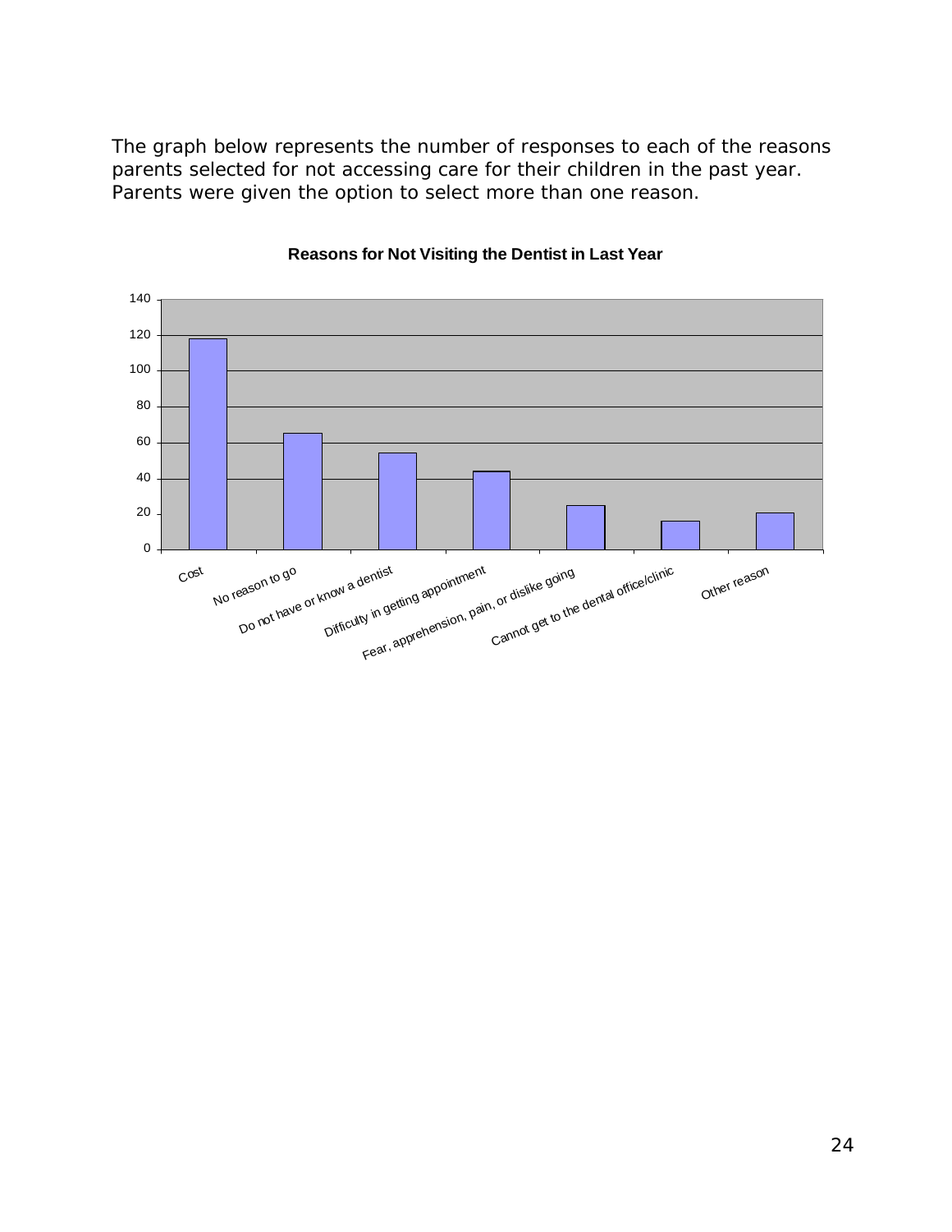The graph below represents the number of responses to each of the reasons parents selected for not accessing care for their children in the past year. Parents were given the option to select more than one reason.

**Reasons for Not Visiting the Dentist in Last Year**

| Reason | Responses (approx.) |
|---|---|
| Cost | 118 |
| No reason to go | 65 |
| Do not have or know a dentist | 54 |
| Difficulty in getting appointment | 44 |
| Fear, apprehension, pain, or dislike going | 25 |
| Cannot get to the dental office/clinic | 16 |
| Other reason | 21 |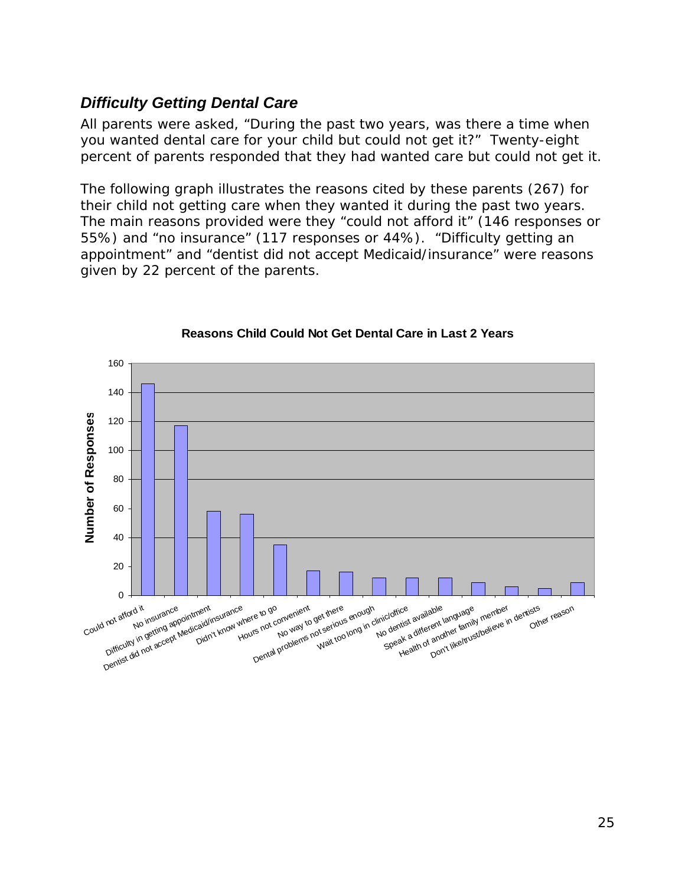## *Difficulty Getting Dental Care*

All parents were asked, "During the past two years, was there a time when you wanted dental care for your child but could not get it?" Twenty-eight percent of parents responded that they had wanted care but could not get it.

The following graph illustrates the reasons cited by these parents (267) for their child not getting care when they wanted it during the past two years. The main reasons provided were they "could not afford it" (146 responses or 55%) and "no insurance" (117 responses or 44%). "Difficulty getting an appointment" and "dentist did not accept Medicaid/insurance" were reasons given by 22 percent of the parents.

**Reasons Child Could Not Get Dental Care in Last 2 Years**

| Reason | Number of Responses |
| --- | --- |
| Could not afford it | 146 |
| No insurance | 117 |
| Difficulty in getting appointment | 58 |
| Dentist did not accept Medicaid/insurance | 56 |
| Didn't know where to go | 35 |
| Hours not convenient | 17 |
| No way to get there | 16 |
| Dental problems not serious enough | 12 |
| Wait too long in clinic/office | 12 |
| No dentist available | 12 |
| Speak a different language | 9 |
| Health of another family member | 6 |
| Don't like/trust/believe in dentists | 5 |
| Other reason | 9 |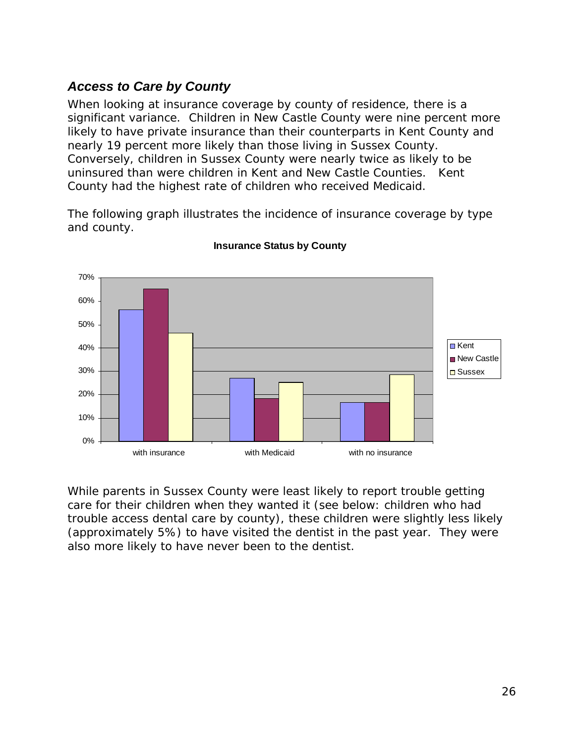### *Access to Care by County*

When looking at insurance coverage by county of residence, there is a significant variance. Children in New Castle County were nine percent more likely to have private insurance than their counterparts in Kent County and nearly 19 percent more likely than those living in Sussex County. Conversely, children in Sussex County were nearly twice as likely to be uninsured than were children in Kent and New Castle Counties. Kent County had the highest rate of children who received Medicaid.

The following graph illustrates the incidence of insurance coverage by type and county.

**Insurance Status by County**

While parents in Sussex County were least likely to report trouble getting care for their children when they wanted it (see below: children who had trouble access dental care by county), these children were slightly less likely (approximately 5%) to have visited the dentist in the past year. They were also more likely to have never been to the dentist.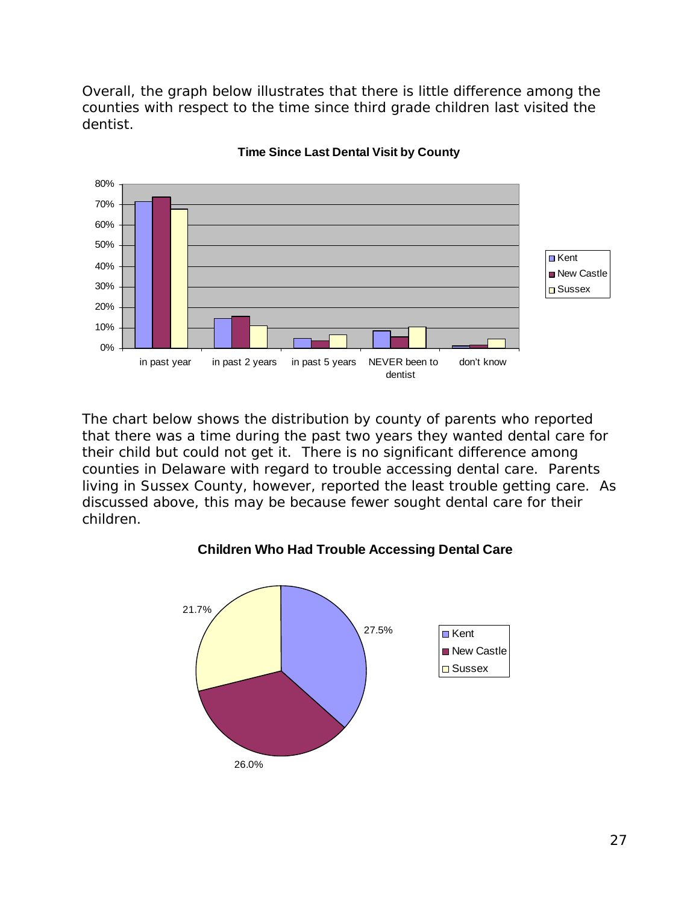Overall, the graph below illustrates that there is little difference among the counties with respect to the time since third grade children last visited the dentist.

**Time Since Last Dental Visit by County**

The chart below shows the distribution by county of parents who reported that there was a time during the past two years they wanted dental care for their child but could not get it. There is no significant difference among counties in Delaware with regard to trouble accessing dental care. Parents living in Sussex County, however, reported the least trouble getting care. As discussed above, this may be because fewer sought dental care for their children.

**Children Who Had Trouble Accessing Dental Care**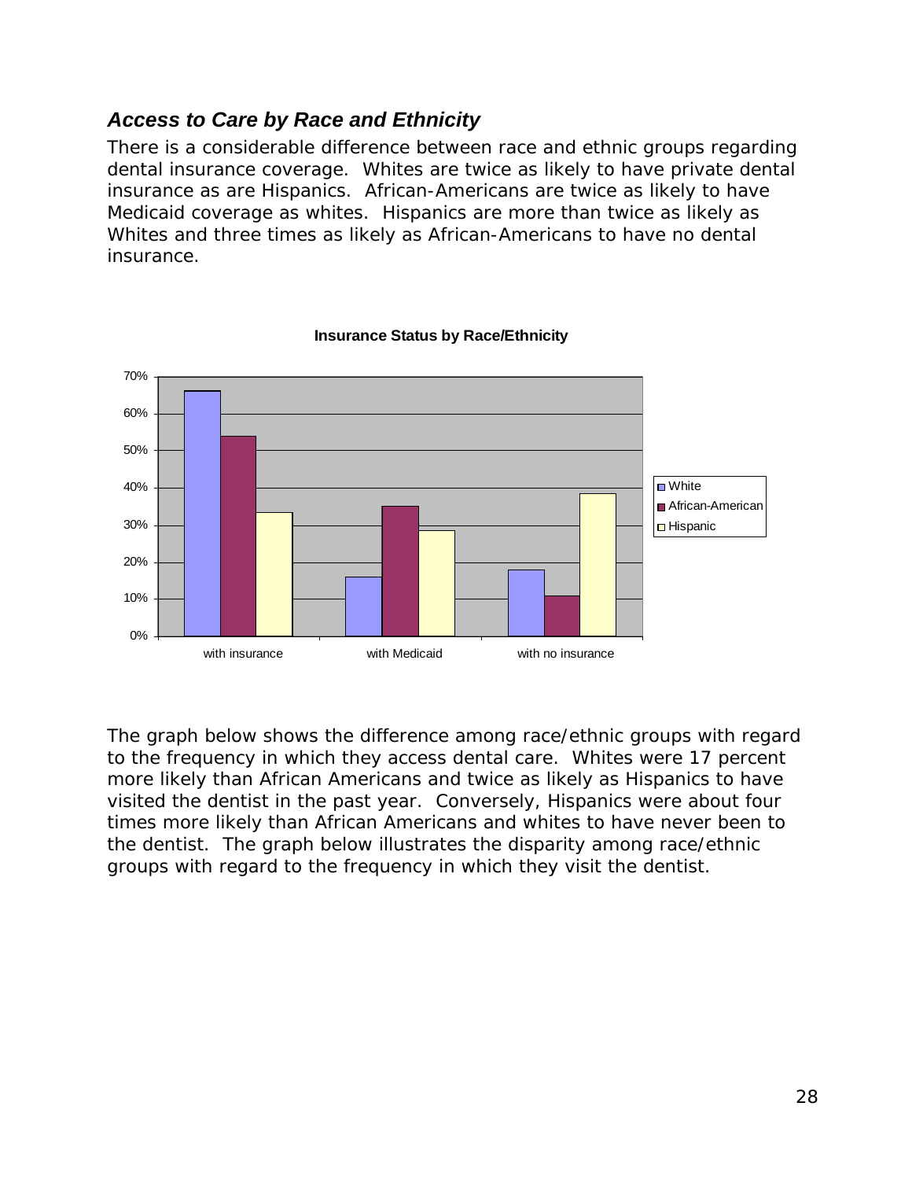### *Access to Care by Race and Ethnicity*

There is a considerable difference between race and ethnic groups regarding dental insurance coverage. Whites are twice as likely to have private dental insurance as are Hispanics. African-Americans are twice as likely to have Medicaid coverage as whites. Hispanics are more than twice as likely as Whites and three times as likely as African-Americans to have no dental insurance.

**Insurance Status by Race/Ethnicity**

The graph below shows the difference among race/ethnic groups with regard to the frequency in which they access dental care. Whites were 17 percent more likely than African Americans and twice as likely as Hispanics to have visited the dentist in the past year. Conversely, Hispanics were about four times more likely than African Americans and whites to have never been to the dentist. The graph below illustrates the disparity among race/ethnic groups with regard to the frequency in which they visit the dentist.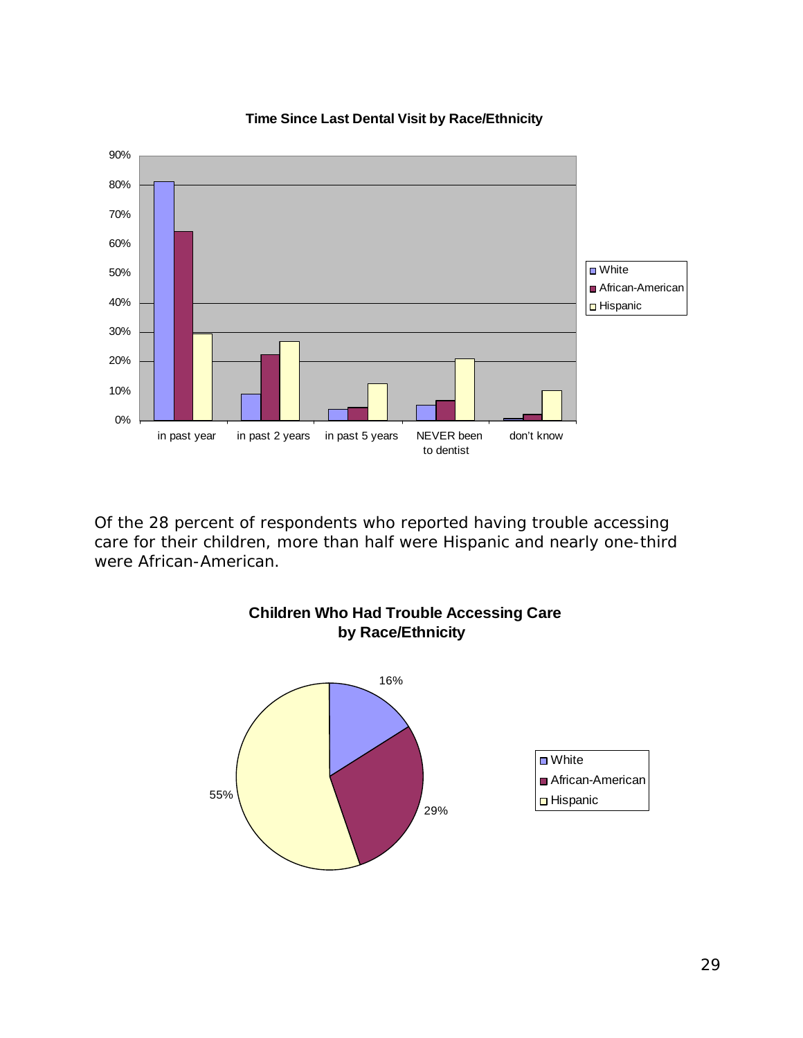**Time Since Last Dental Visit by Race/Ethnicity**

Of the 28 percent of respondents who reported having trouble accessing care for their children, more than half were Hispanic and nearly one-third were African-American.

**Children Who Had Trouble Accessing Care by Race/Ethnicity**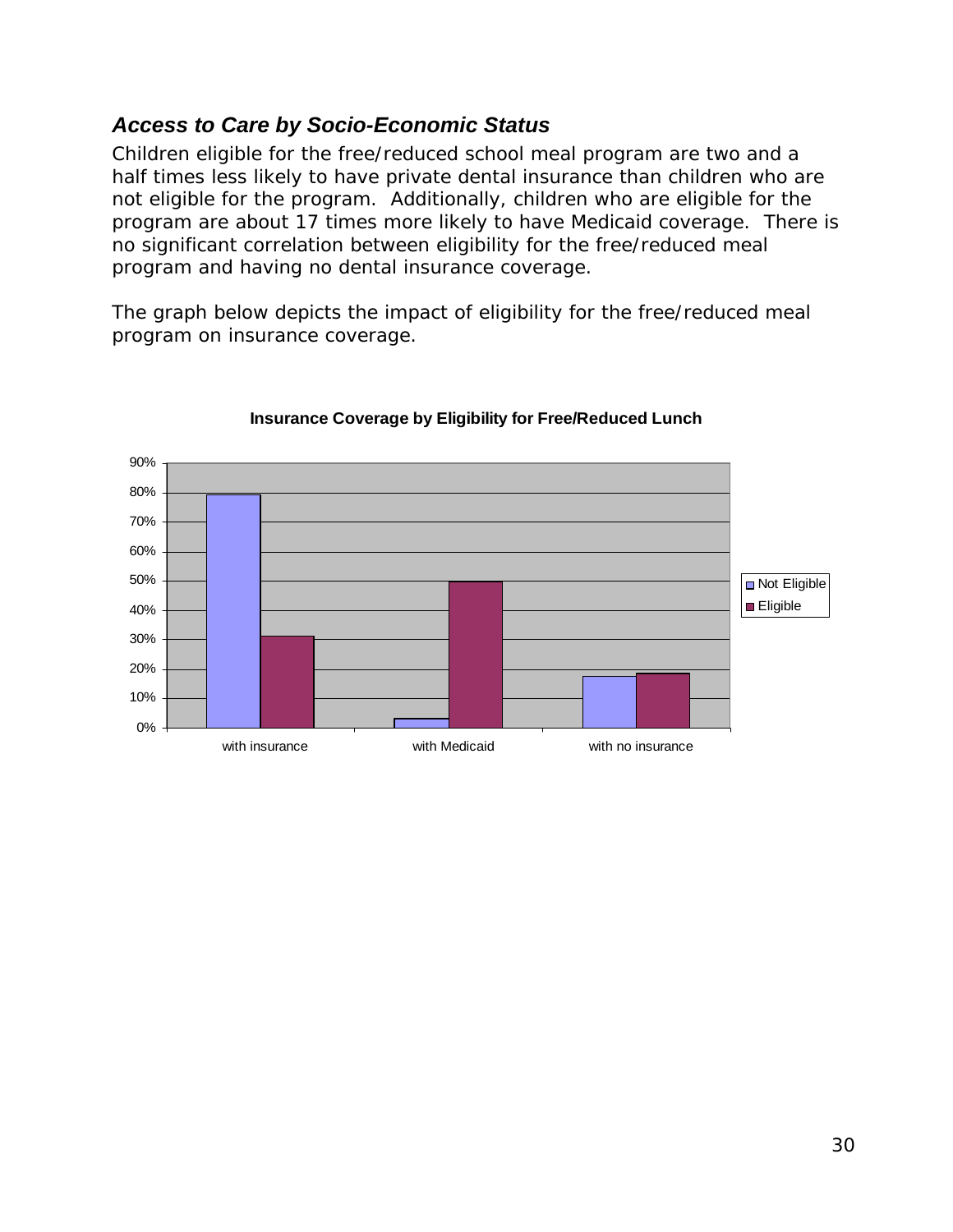### *Access to Care by Socio-Economic Status*

Children eligible for the free/reduced school meal program are two and a half times less likely to have private dental insurance than children who are not eligible for the program. Additionally, children who are eligible for the program are about 17 times more likely to have Medicaid coverage. There is no significant correlation between eligibility for the free/reduced meal program and having no dental insurance coverage.

The graph below depicts the impact of eligibility for the free/reduced meal program on insurance coverage.

**Insurance Coverage by Eligibility for Free/Reduced Lunch**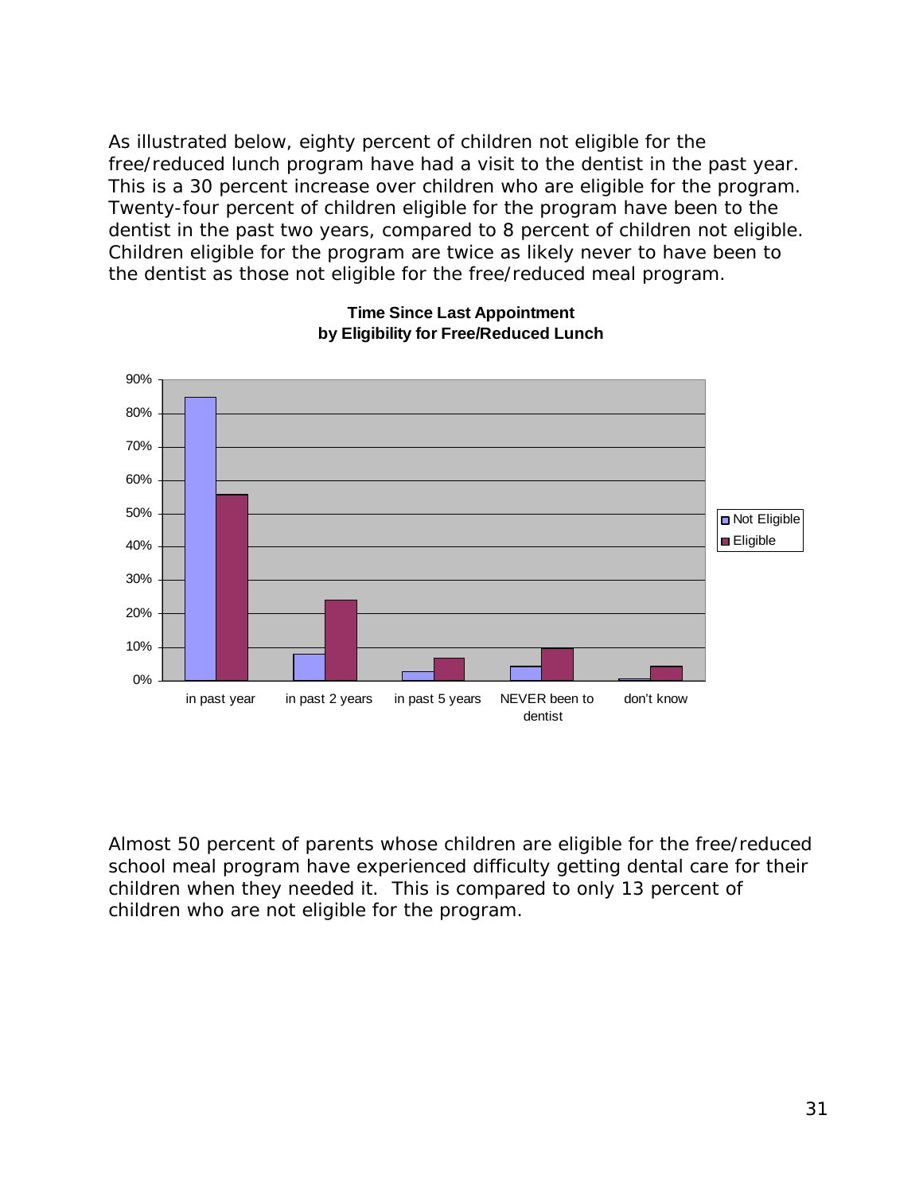As illustrated below, eighty percent of children not eligible for the free/reduced lunch program have had a visit to the dentist in the past year. This is a 30 percent increase over children who are eligible for the program. Twenty-four percent of children eligible for the program have been to the dentist in the past two years, compared to 8 percent of children not eligible. Children eligible for the program are twice as likely never to have been to the dentist as those not eligible for the free/reduced meal program.

**Time Since Last Appointment by Eligibility for Free/Reduced Lunch**

Almost 50 percent of parents whose children are eligible for the free/reduced school meal program have experienced difficulty getting dental care for their children when they needed it. This is compared to only 13 percent of children who are not eligible for the program.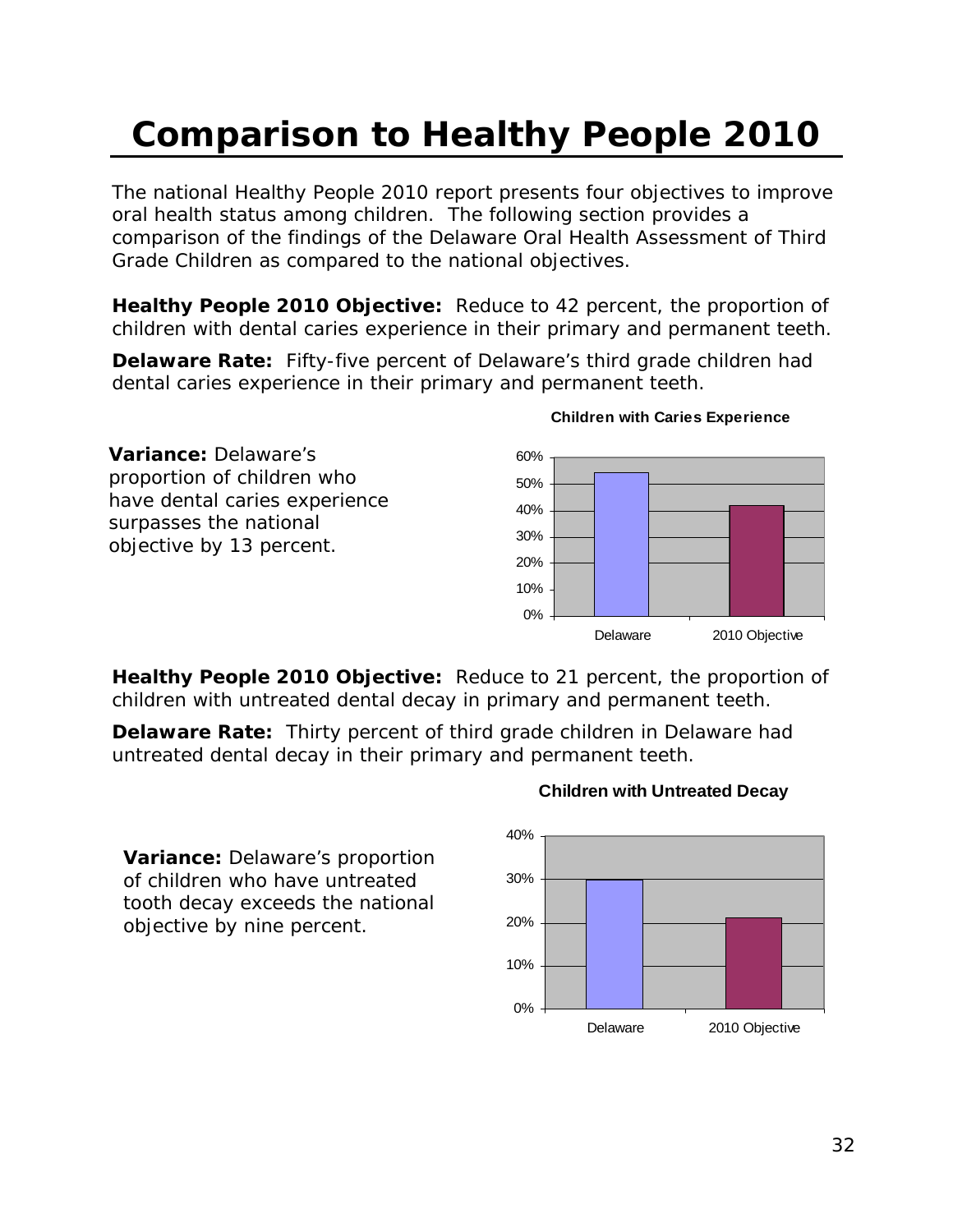# Comparison to Healthy People 2010

The national Healthy People 2010 report presents four objectives to improve oral health status among children. The following section provides a comparison of the findings of the Delaware Oral Health Assessment of Third Grade Children as compared to the national objectives.

**Healthy People 2010 Objective:** Reduce to 42 percent, the proportion of children with dental caries experience in their primary and permanent teeth.

**Delaware Rate:** Fifty-five percent of Delaware's third grade children had dental caries experience in their primary and permanent teeth.

**Variance:** Delaware's proportion of children who have dental caries experience surpasses the national objective by 13 percent.

**Children with Caries Experience**

| | Delaware | 2010 Objective |
|---|---|---|
| Children with Caries Experience | 55% | 42% |

**Healthy People 2010 Objective:** Reduce to 21 percent, the proportion of children with untreated dental decay in primary and permanent teeth.

**Delaware Rate:** Thirty percent of third grade children in Delaware had untreated dental decay in their primary and permanent teeth.

**Variance:** Delaware's proportion of children who have untreated tooth decay exceeds the national objective by nine percent.

**Children with Untreated Decay**

| | Delaware | 2010 Objective |
|---|---|---|
| Children with Untreated Decay | 30% | 21% |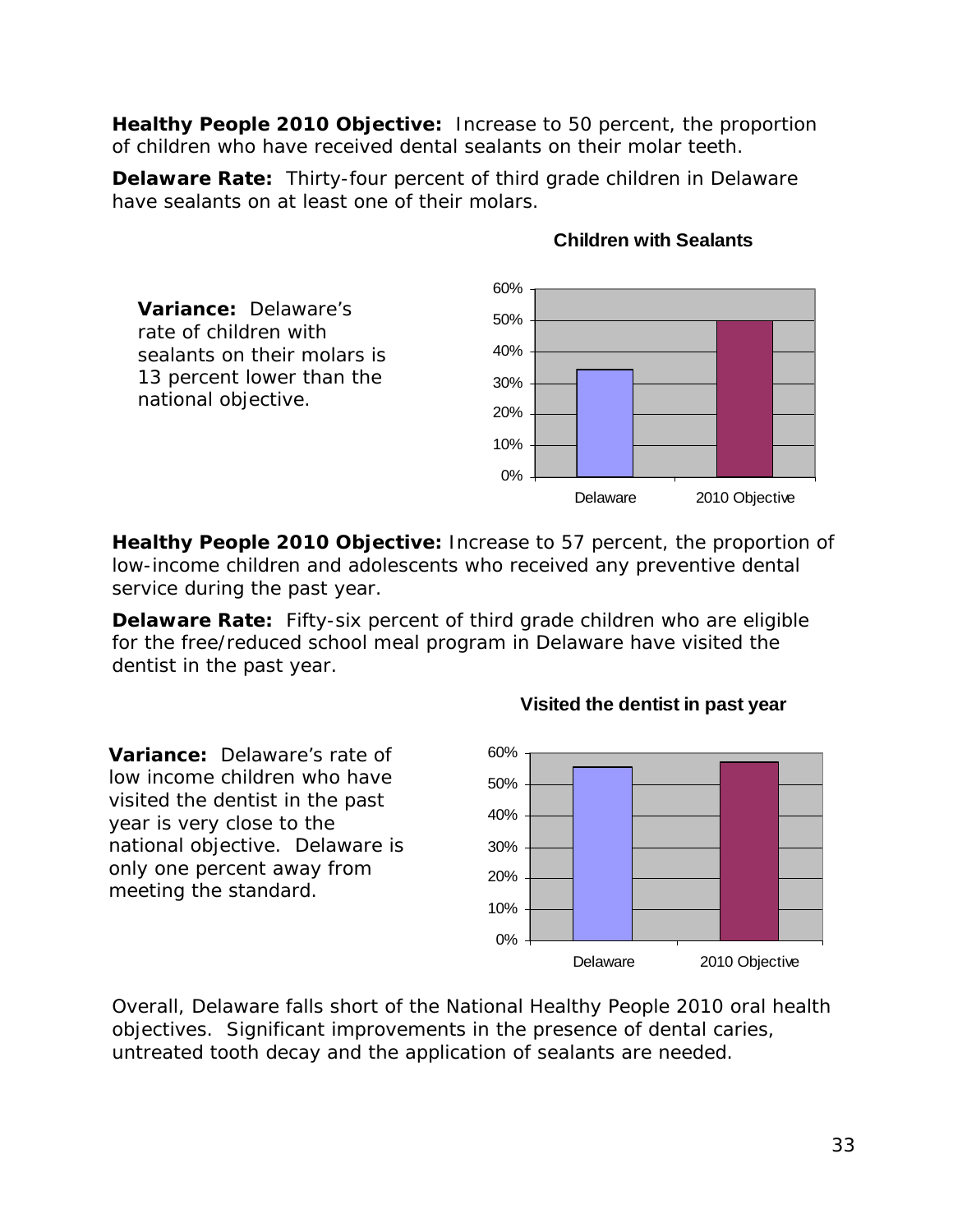**Healthy People 2010 Objective:** Increase to 50 percent, the proportion of children who have received dental sealants on their molar teeth.

**Delaware Rate:** Thirty-four percent of third grade children in Delaware have sealants on at least one of their molars.

**Variance:** Delaware's rate of children with sealants on their molars is 13 percent lower than the national objective.

**Children with Sealants**

| | Delaware | 2010 Objective |
|---|---|---|
| Children with Sealants | 34% | 50% |

**Healthy People 2010 Objective:** Increase to 57 percent, the proportion of low-income children and adolescents who received any preventive dental service during the past year.

**Delaware Rate:** Fifty-six percent of third grade children who are eligible for the free/reduced school meal program in Delaware have visited the dentist in the past year.

**Variance:** Delaware's rate of low income children who have visited the dentist in the past year is very close to the national objective. Delaware is only one percent away from meeting the standard.

**Visited the dentist in past year**

| | Delaware | 2010 Objective |
|---|---|---|
| Visited the dentist in past year | 56% | 57% |

Overall, Delaware falls short of the National Healthy People 2010 oral health objectives. Significant improvements in the presence of dental caries, untreated tooth decay and the application of sealants are needed.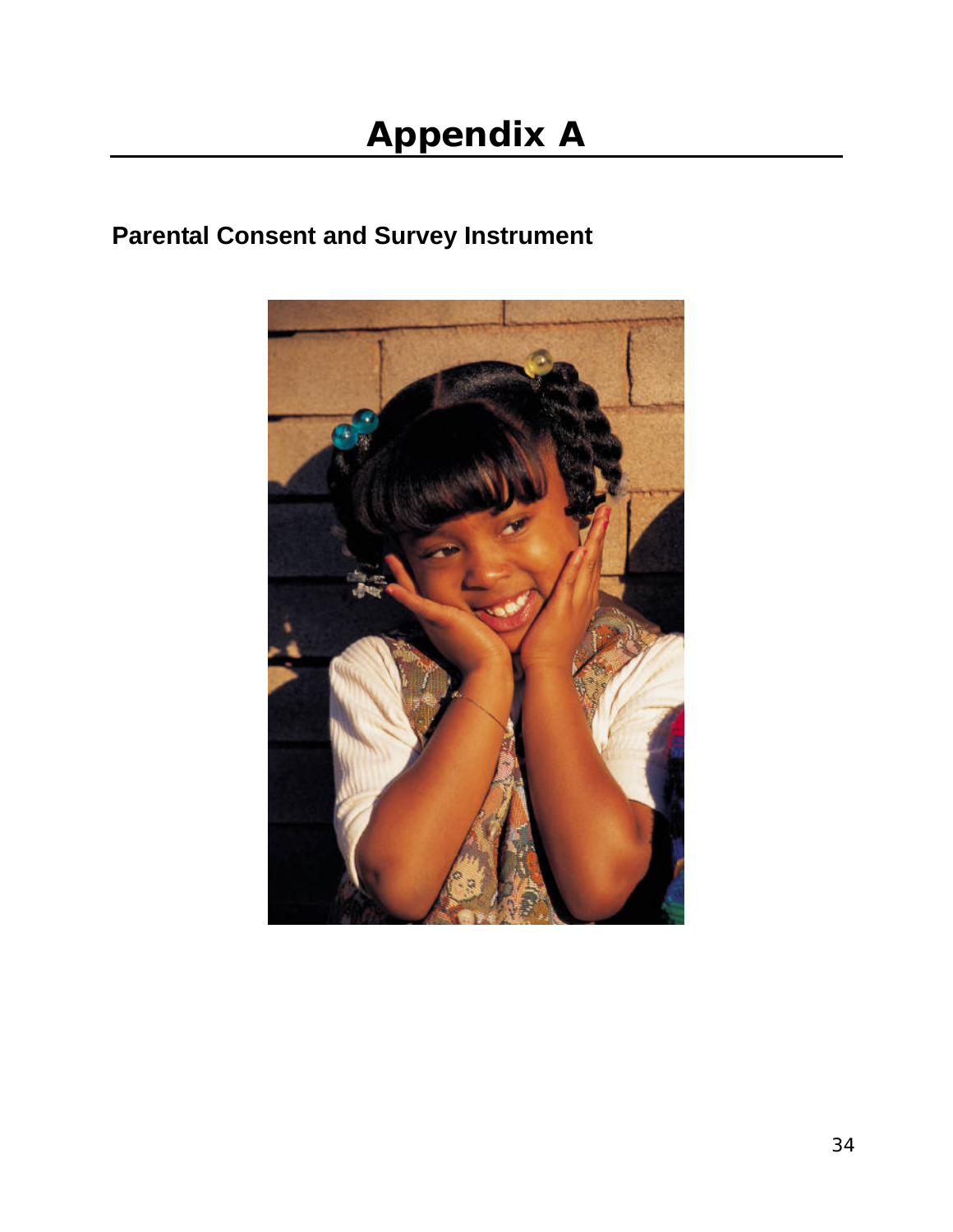# Appendix A

## Parental Consent and Survey Instrument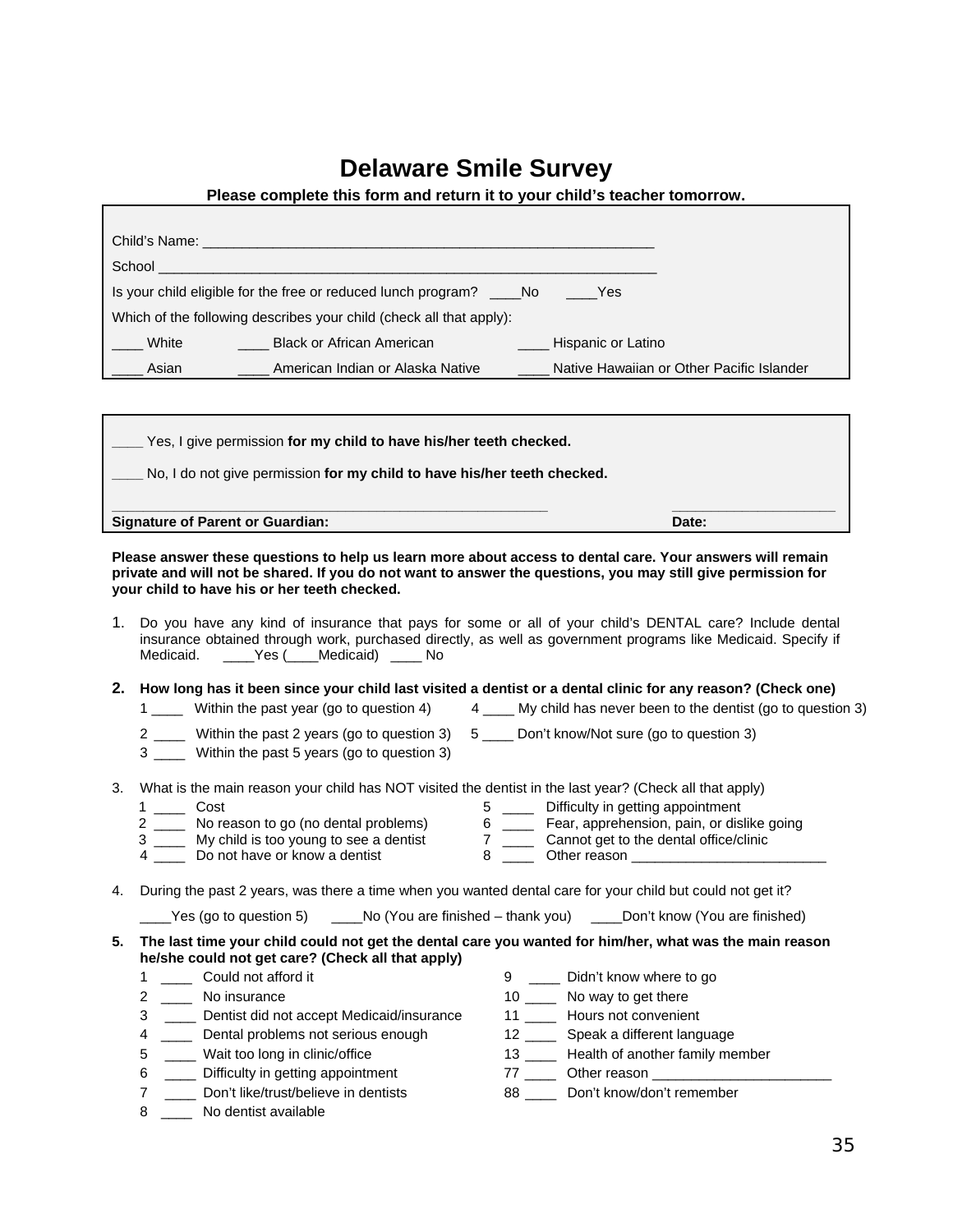# Delaware Smile Survey

**Please complete this form and return it to your child's teacher tomorrow.**

Child's Name: ____________________________________________________________

School ____________________________________________________________________

Is your child eligible for the free or reduced lunch program? ____No ____Yes

Which of the following describes your child (check all that apply):

____ White ____ Black or African American ____ Hispanic or Latino

____ Asian ____ American Indian or Alaska Native ____ Native Hawaiian or Other Pacific Islander

____ Yes, I give permission **for my child to have his/her teeth checked.**

____ No, I do not give permission **for my child to have his/her teeth checked.**

________________________________________________________ ______________________

**Signature of Parent or Guardian:** **Date:**

**Please answer these questions to help us learn more about access to dental care. Your answers will remain private and will not be shared. If you do not want to answer the questions, you may still give permission for your child to have his or her teeth checked.**

1. Do you have any kind of insurance that pays for some or all of your child's DENTAL care? Include dental insurance obtained through work, purchased directly, as well as government programs like Medicaid. Specify if Medicaid. ____Yes (____Medicaid) ____ No

2. **How long has it been since your child last visited a dentist or a dental clinic for any reason? (Check one)**
   - 1 ____ Within the past year (go to question 4)
   - 2 ____ Within the past 2 years (go to question 3)
   - 3 ____ Within the past 5 years (go to question 3)
   - 4 ____ My child has never been to the dentist (go to question 3)
   - 5 ____ Don't know/Not sure (go to question 3)

3. What is the main reason your child has NOT visited the dentist in the last year? (Check all that apply)
   - 1 ____ Cost
   - 2 ____ No reason to go (no dental problems)
   - 3 ____ My child is too young to see a dentist
   - 4 ____ Do not have or know a dentist
   - 5 ____ Difficulty in getting appointment
   - 6 ____ Fear, apprehension, pain, or dislike going
   - 7 ____ Cannot get to the dental office/clinic
   - 8 ____ Other reason _________________________

4. During the past 2 years, was there a time when you wanted dental care for your child but could not get it?

   ____Yes (go to question 5) ____No (You are finished – thank you) ____Don't know (You are finished)

5. **The last time your child could not get the dental care you wanted for him/her, what was the main reason he/she could not get care? (Check all that apply)**
   - 1 ____ Could not afford it
   - 2 ____ No insurance
   - 3 ____ Dentist did not accept Medicaid/insurance
   - 4 ____ Dental problems not serious enough
   - 5 ____ Wait too long in clinic/office
   - 6 ____ Difficulty in getting appointment
   - 7 ____ Don't like/trust/believe in dentists
   - 8 ____ No dentist available
   - 9 ____ Didn't know where to go
   - 10 ____ No way to get there
   - 11 ____ Hours not convenient
   - 12 ____ Speak a different language
   - 13 ____ Health of another family member
   - 77 ____ Other reason _______________________
   - 88 ____ Don't know/don't remember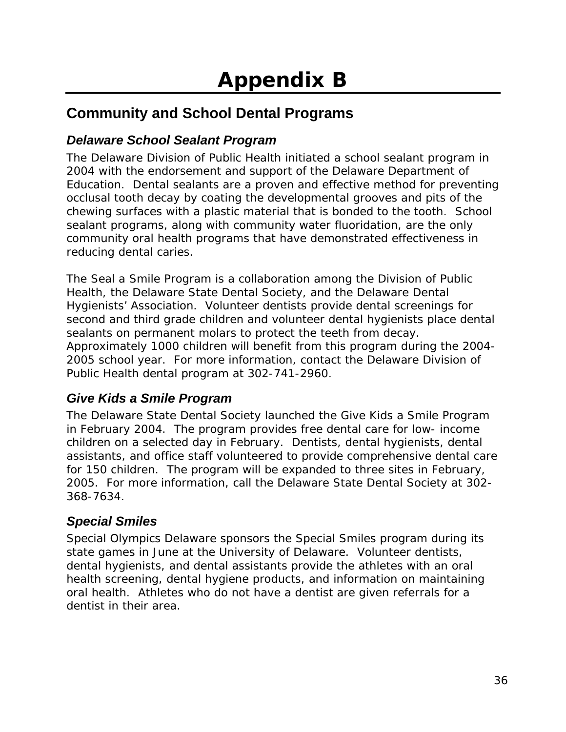# Appendix B

## Community and School Dental Programs

### *Delaware School Sealant Program*

The Delaware Division of Public Health initiated a school sealant program in 2004 with the endorsement and support of the Delaware Department of Education. Dental sealants are a proven and effective method for preventing occlusal tooth decay by coating the developmental grooves and pits of the chewing surfaces with a plastic material that is bonded to the tooth. School sealant programs, along with community water fluoridation, are the only community oral health programs that have demonstrated effectiveness in reducing dental caries.

The Seal a Smile Program is a collaboration among the Division of Public Health, the Delaware State Dental Society, and the Delaware Dental Hygienists' Association. Volunteer dentists provide dental screenings for second and third grade children and volunteer dental hygienists place dental sealants on permanent molars to protect the teeth from decay. Approximately 1000 children will benefit from this program during the 2004-2005 school year. For more information, contact the Delaware Division of Public Health dental program at 302-741-2960.

### *Give Kids a Smile Program*

The Delaware State Dental Society launched the Give Kids a Smile Program in February 2004. The program provides free dental care for low- income children on a selected day in February. Dentists, dental hygienists, dental assistants, and office staff volunteered to provide comprehensive dental care for 150 children. The program will be expanded to three sites in February, 2005. For more information, call the Delaware State Dental Society at 302-368-7634.

### *Special Smiles*

Special Olympics Delaware sponsors the Special Smiles program during its state games in June at the University of Delaware. Volunteer dentists, dental hygienists, and dental assistants provide the athletes with an oral health screening, dental hygiene products, and information on maintaining oral health. Athletes who do not have a dentist are given referrals for a dentist in their area.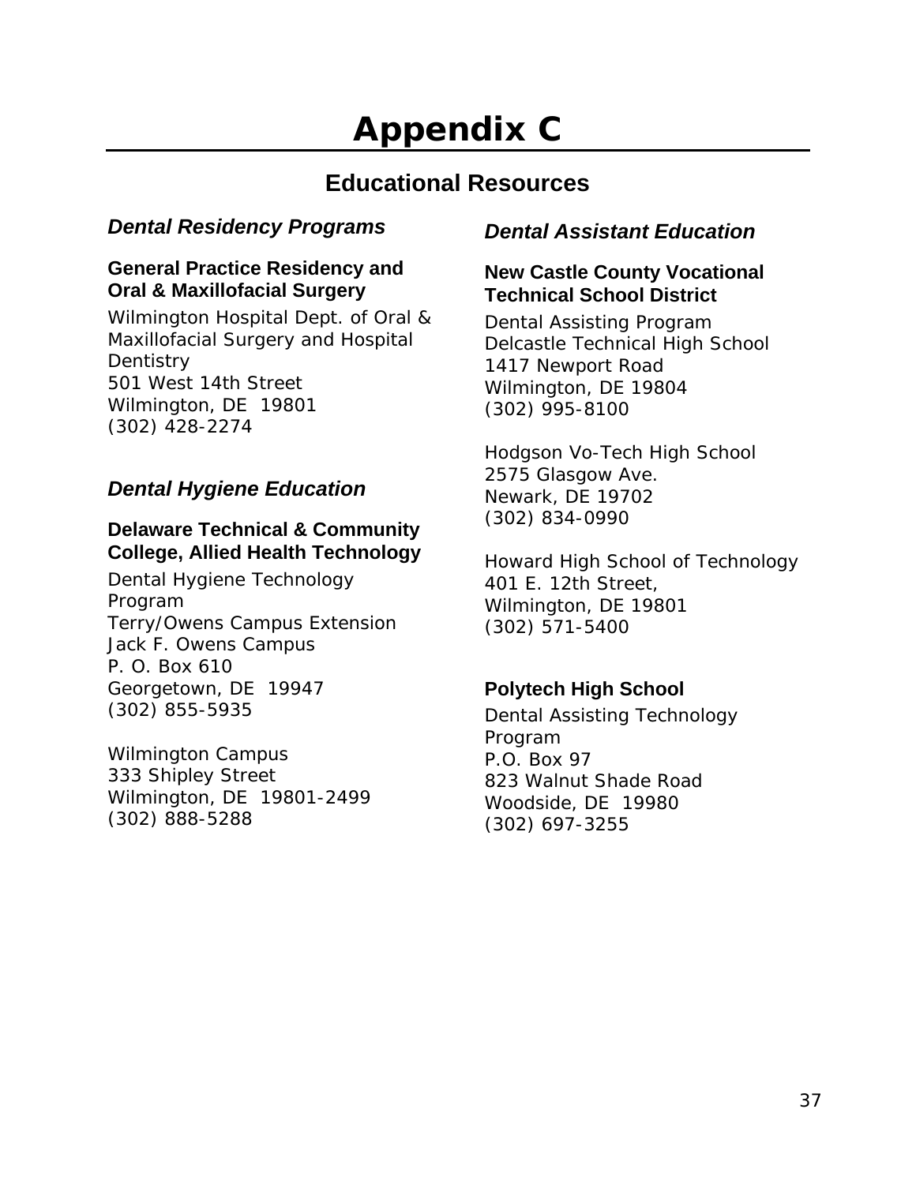# Appendix C

## Educational Resources

### *Dental Residency Programs*

**General Practice Residency and Oral & Maxillofacial Surgery**

Wilmington Hospital Dept. of Oral & Maxillofacial Surgery and Hospital Dentistry
501 West 14th Street
Wilmington, DE  19801
(302) 428-2274

### *Dental Hygiene Education*

**Delaware Technical & Community College, Allied Health Technology**

Dental Hygiene Technology Program
Terry/Owens Campus Extension
Jack F. Owens Campus
P. O. Box 610
Georgetown, DE  19947
(302) 855-5935

Wilmington Campus
333 Shipley Street
Wilmington, DE  19801-2499
(302) 888-5288

### *Dental Assistant Education*

**New Castle County Vocational Technical School District**

Dental Assisting Program
Delcastle Technical High School
1417 Newport Road
Wilmington, DE 19804
(302) 995-8100

Hodgson Vo-Tech High School
2575 Glasgow Ave.
Newark, DE 19702
(302) 834-0990

Howard High School of Technology
401 E. 12th Street,
Wilmington, DE 19801
(302) 571-5400

**Polytech High School**

Dental Assisting Technology Program
P.O. Box 97
823 Walnut Shade Road
Woodside, DE  19980
(302) 697-3255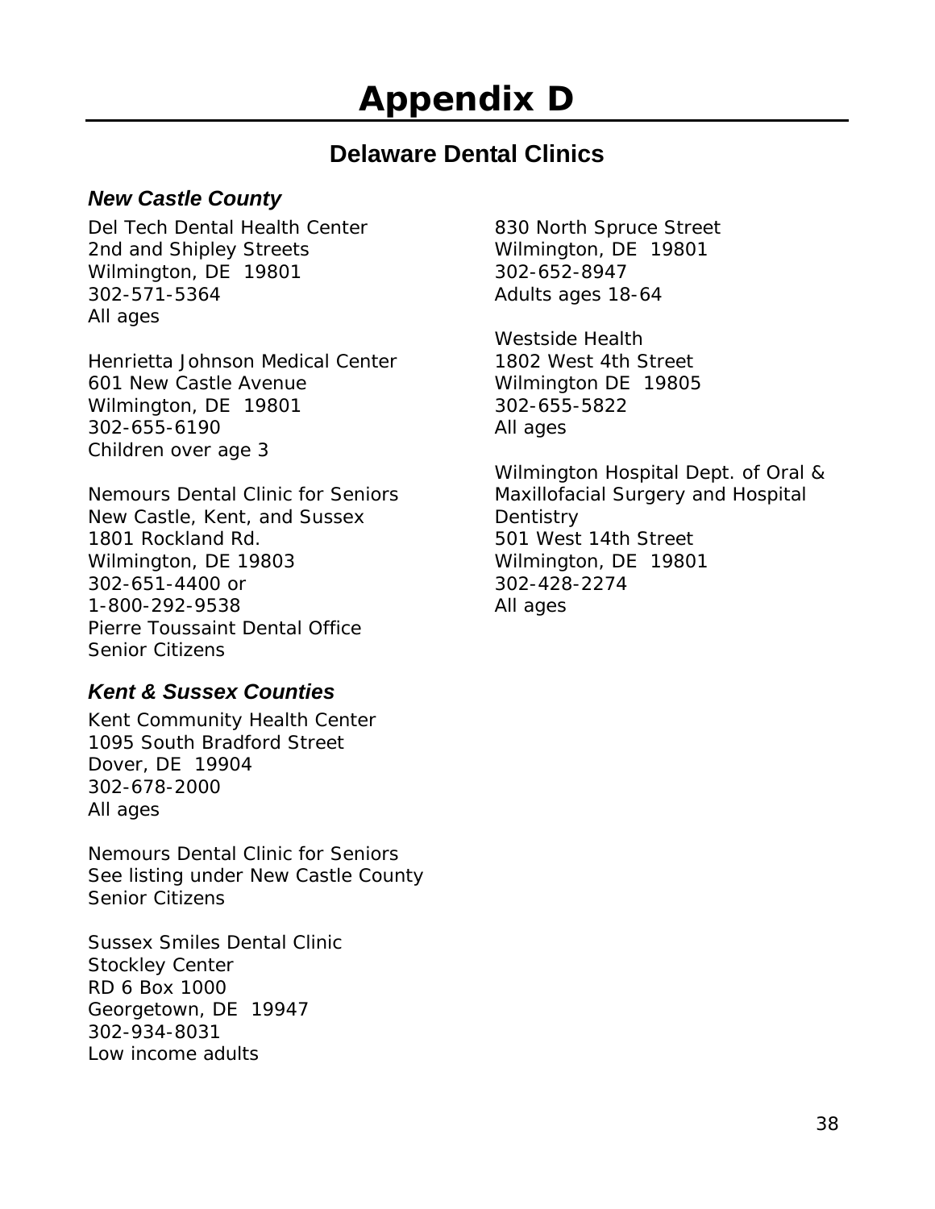# Appendix D

## Delaware Dental Clinics

### *New Castle County*

Del Tech Dental Health Center
2nd and Shipley Streets
Wilmington, DE 19801
302-571-5364
All ages

Henrietta Johnson Medical Center
601 New Castle Avenue
Wilmington, DE 19801
302-655-6190
Children over age 3

Nemours Dental Clinic for Seniors
New Castle, Kent, and Sussex
1801 Rockland Rd.
Wilmington, DE 19803
302-651-4400 or
1-800-292-9538
Pierre Toussaint Dental Office
Senior Citizens

830 North Spruce Street
Wilmington, DE 19801
302-652-8947
Adults ages 18-64

Westside Health
1802 West 4th Street
Wilmington DE 19805
302-655-5822
All ages

Wilmington Hospital Dept. of Oral & Maxillofacial Surgery and Hospital Dentistry
501 West 14th Street
Wilmington, DE 19801
302-428-2274
All ages

### *Kent & Sussex Counties*

Kent Community Health Center
1095 South Bradford Street
Dover, DE 19904
302-678-2000
All ages

Nemours Dental Clinic for Seniors
See listing under New Castle County
Senior Citizens

Sussex Smiles Dental Clinic
Stockley Center
RD 6 Box 1000
Georgetown, DE 19947
302-934-8031
Low income adults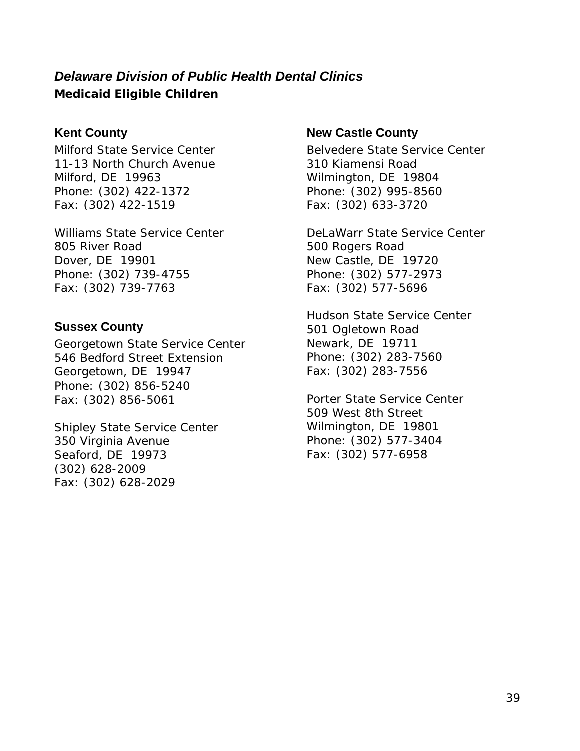## *Delaware Division of Public Health Dental Clinics*

**Medicaid Eligible Children**

### Kent County

Milford State Service Center
11-13 North Church Avenue
Milford, DE 19963
Phone: (302) 422-1372
Fax: (302) 422-1519

Williams State Service Center
805 River Road
Dover, DE 19901
Phone: (302) 739-4755
Fax: (302) 739-7763

### Sussex County

Georgetown State Service Center
546 Bedford Street Extension
Georgetown, DE 19947
Phone: (302) 856-5240
Fax: (302) 856-5061

Shipley State Service Center
350 Virginia Avenue
Seaford, DE 19973
(302) 628-2009
Fax: (302) 628-2029

### New Castle County

Belvedere State Service Center
310 Kiamensi Road
Wilmington, DE 19804
Phone: (302) 995-8560
Fax: (302) 633-3720

DeLaWarr State Service Center
500 Rogers Road
New Castle, DE 19720
Phone: (302) 577-2973
Fax: (302) 577-5696

Hudson State Service Center
501 Ogletown Road
Newark, DE 19711
Phone: (302) 283-7560
Fax: (302) 283-7556

Porter State Service Center
509 West 8th Street
Wilmington, DE 19801
Phone: (302) 577-3404
Fax: (302) 577-6958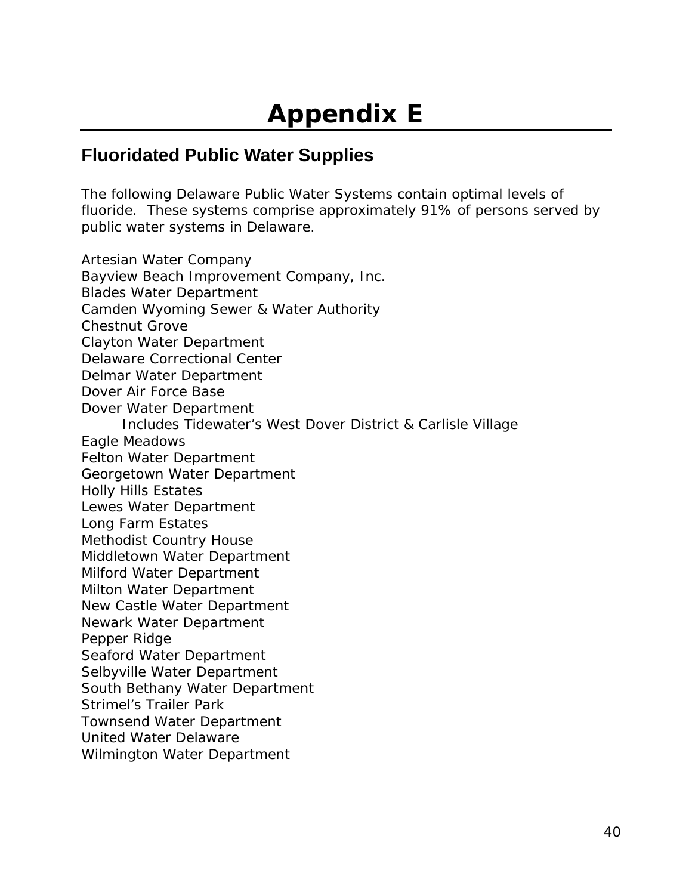# Appendix E

## Fluoridated Public Water Supplies

The following Delaware Public Water Systems contain optimal levels of fluoride. These systems comprise approximately 91% of persons served by public water systems in Delaware.

Artesian Water Company
Bayview Beach Improvement Company, Inc.
Blades Water Department
Camden Wyoming Sewer & Water Authority
Chestnut Grove
Clayton Water Department
Delaware Correctional Center
Delmar Water Department
Dover Air Force Base
Dover Water Department
    Includes Tidewater's West Dover District & Carlisle Village
Eagle Meadows
Felton Water Department
Georgetown Water Department
Holly Hills Estates
Lewes Water Department
Long Farm Estates
Methodist Country House
Middletown Water Department
Milford Water Department
Milton Water Department
New Castle Water Department
Newark Water Department
Pepper Ridge
Seaford Water Department
Selbyville Water Department
South Bethany Water Department
Strimel's Trailer Park
Townsend Water Department
United Water Delaware
Wilmington Water Department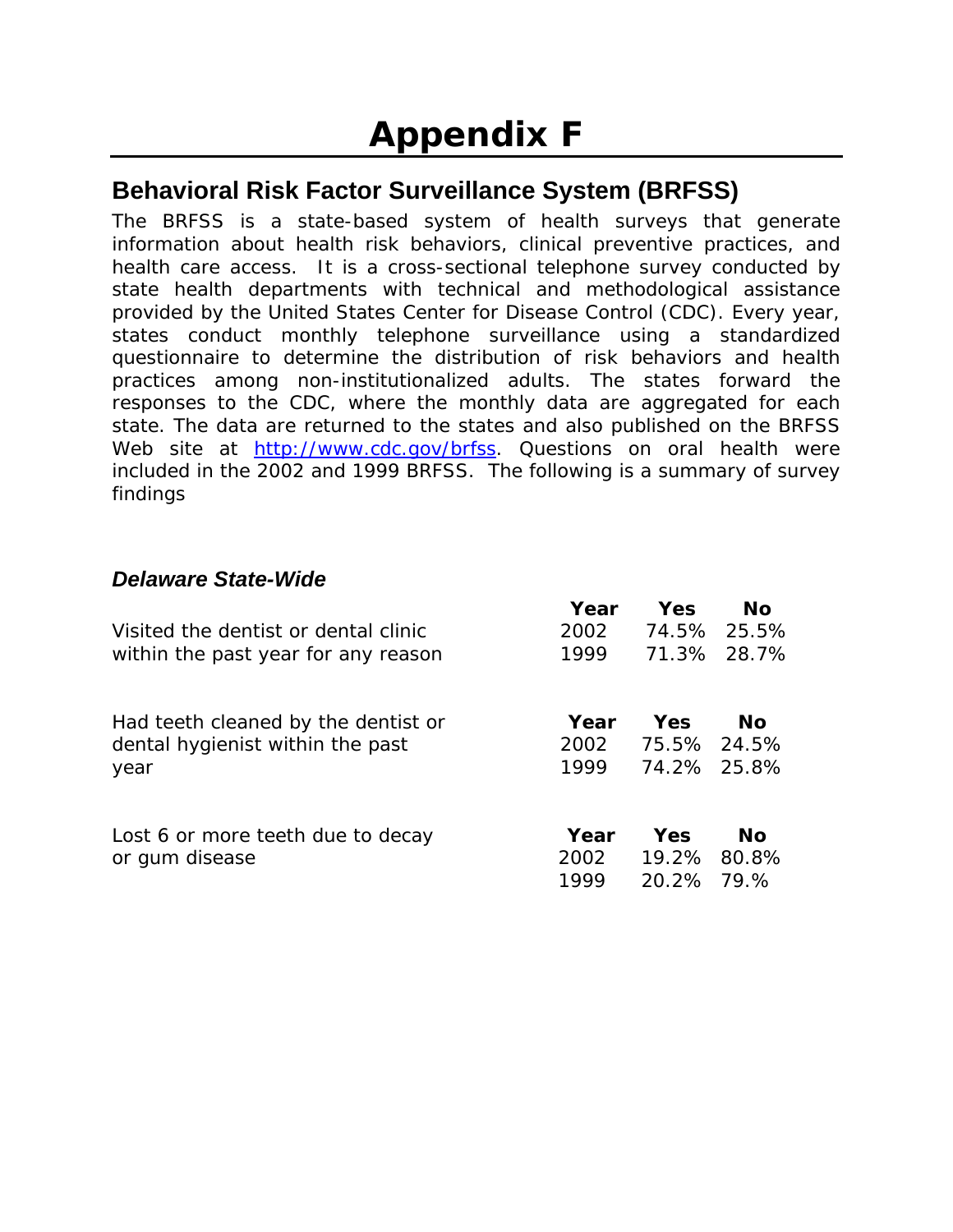# Appendix F

## Behavioral Risk Factor Surveillance System (BRFSS)

The BRFSS is a state-based system of health surveys that generate information about health risk behaviors, clinical preventive practices, and health care access. It is a cross-sectional telephone survey conducted by state health departments with technical and methodological assistance provided by the United States Center for Disease Control (CDC). Every year, states conduct monthly telephone surveillance using a standardized questionnaire to determine the distribution of risk behaviors and health practices among non-institutionalized adults. The states forward the responses to the CDC, where the monthly data are aggregated for each state. The data are returned to the states and also published on the BRFSS Web site at http://www.cdc.gov/brfss. Questions on oral health were included in the 2002 and 1999 BRFSS. The following is a summary of survey findings

### *Delaware State-Wide*

| | Year | Yes | No |
|---|---|---|---|
| Visited the dentist or dental clinic within the past year for any reason | 2002 | 74.5% | 25.5% |
| | 1999 | 71.3% | 28.7% |

| | Year | Yes | No |
|---|---|---|---|
| Had teeth cleaned by the dentist or dental hygienist within the past year | 2002 | 75.5% | 24.5% |
| | 1999 | 74.2% | 25.8% |

| | Year | Yes | No |
|---|---|---|---|
| Lost 6 or more teeth due to decay or gum disease | 2002 | 19.2% | 80.8% |
| | 1999 | 20.2% | 79.% |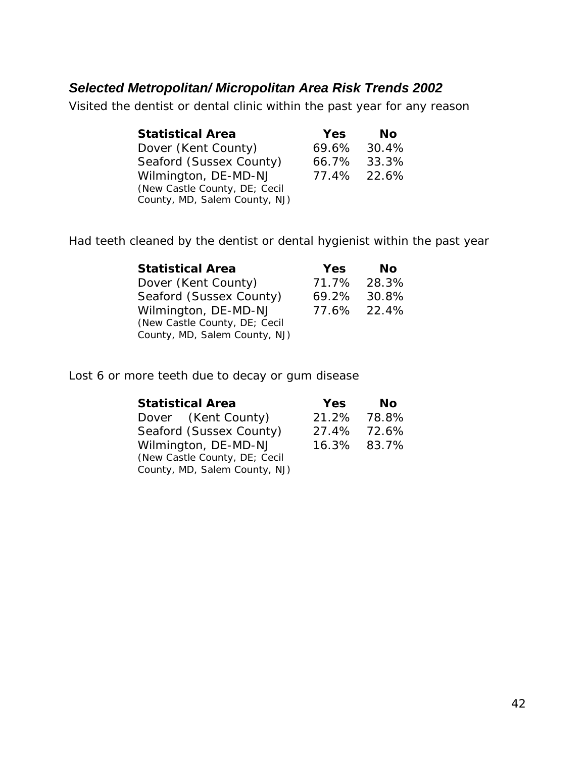### *Selected Metropolitan/Micropolitan Area Risk Trends 2002*

Visited the dentist or dental clinic within the past year for any reason

| Statistical Area | Yes | No |
| --- | --- | --- |
| Dover (Kent County) | 69.6% | 30.4% |
| Seaford (Sussex County) | 66.7% | 33.3% |
| Wilmington, DE-MD-NJ (New Castle County, DE; Cecil County, MD, Salem County, NJ) | 77.4% | 22.6% |

Had teeth cleaned by the dentist or dental hygienist within the past year

| Statistical Area | Yes | No |
| --- | --- | --- |
| Dover (Kent County) | 71.7% | 28.3% |
| Seaford (Sussex County) | 69.2% | 30.8% |
| Wilmington, DE-MD-NJ (New Castle County, DE; Cecil County, MD, Salem County, NJ) | 77.6% | 22.4% |

Lost 6 or more teeth due to decay or gum disease

| Statistical Area | Yes | No |
| --- | --- | --- |
| Dover (Kent County) | 21.2% | 78.8% |
| Seaford (Sussex County) | 27.4% | 72.6% |
| Wilmington, DE-MD-NJ (New Castle County, DE; Cecil County, MD, Salem County, NJ) | 16.3% | 83.7% |